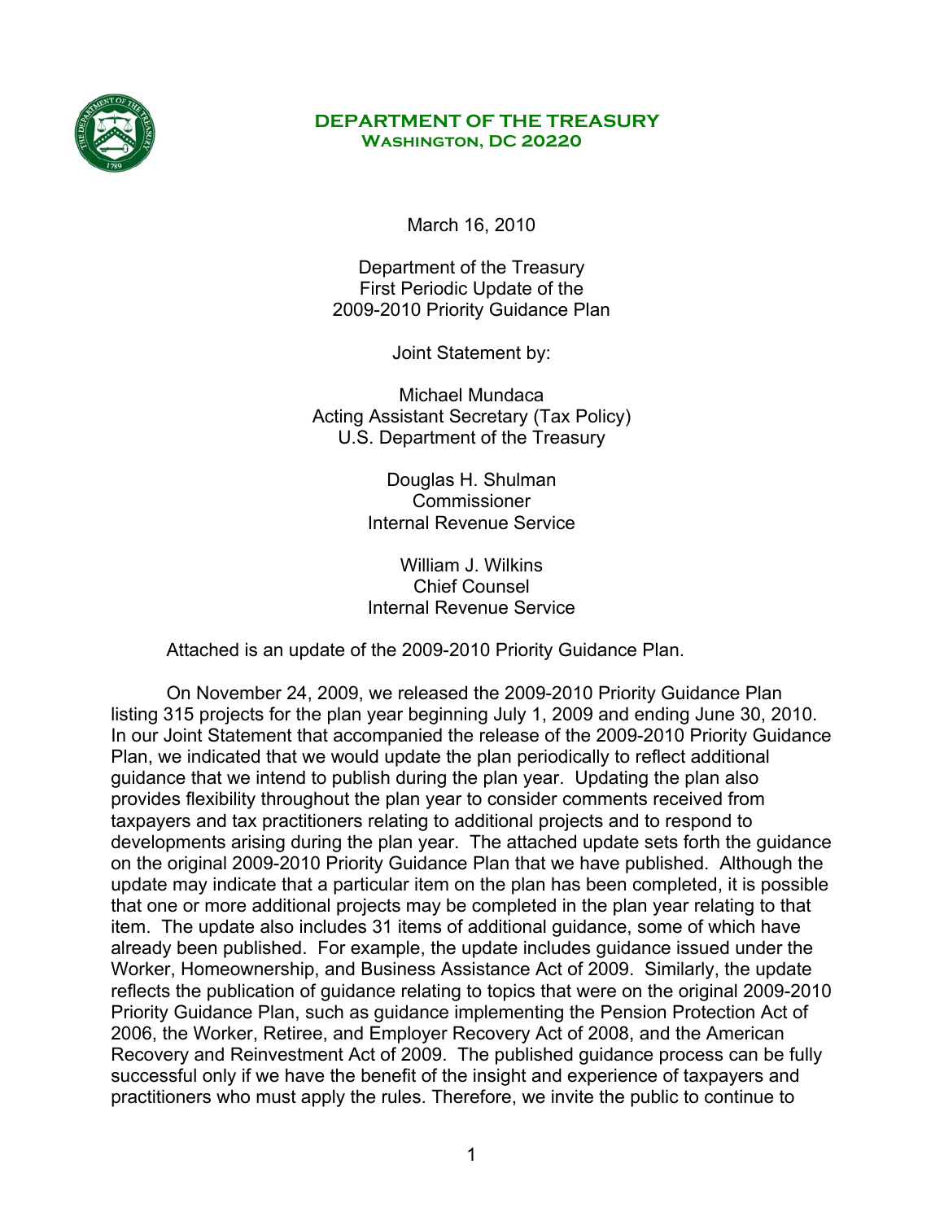**DEPARTMENT OF THE TREASURY**
**WASHINGTON, DC 20220**

March 16, 2010

Department of the Treasury
First Periodic Update of the
2009-2010 Priority Guidance Plan

Joint Statement by:

Michael Mundaca
Acting Assistant Secretary (Tax Policy)
U.S. Department of the Treasury

Douglas H. Shulman
Commissioner
Internal Revenue Service

William J. Wilkins
Chief Counsel
Internal Revenue Service

Attached is an update of the 2009-2010 Priority Guidance Plan.

On November 24, 2009, we released the 2009-2010 Priority Guidance Plan listing 315 projects for the plan year beginning July 1, 2009 and ending June 30, 2010. In our Joint Statement that accompanied the release of the 2009-2010 Priority Guidance Plan, we indicated that we would update the plan periodically to reflect additional guidance that we intend to publish during the plan year. Updating the plan also provides flexibility throughout the plan year to consider comments received from taxpayers and tax practitioners relating to additional projects and to respond to developments arising during the plan year. The attached update sets forth the guidance on the original 2009-2010 Priority Guidance Plan that we have published. Although the update may indicate that a particular item on the plan has been completed, it is possible that one or more additional projects may be completed in the plan year relating to that item. The update also includes 31 items of additional guidance, some of which have already been published. For example, the update includes guidance issued under the Worker, Homeownership, and Business Assistance Act of 2009. Similarly, the update reflects the publication of guidance relating to topics that were on the original 2009-2010 Priority Guidance Plan, such as guidance implementing the Pension Protection Act of 2006, the Worker, Retiree, and Employer Recovery Act of 2008, and the American Recovery and Reinvestment Act of 2009. The published guidance process can be fully successful only if we have the benefit of the insight and experience of taxpayers and practitioners who must apply the rules. Therefore, we invite the public to continue to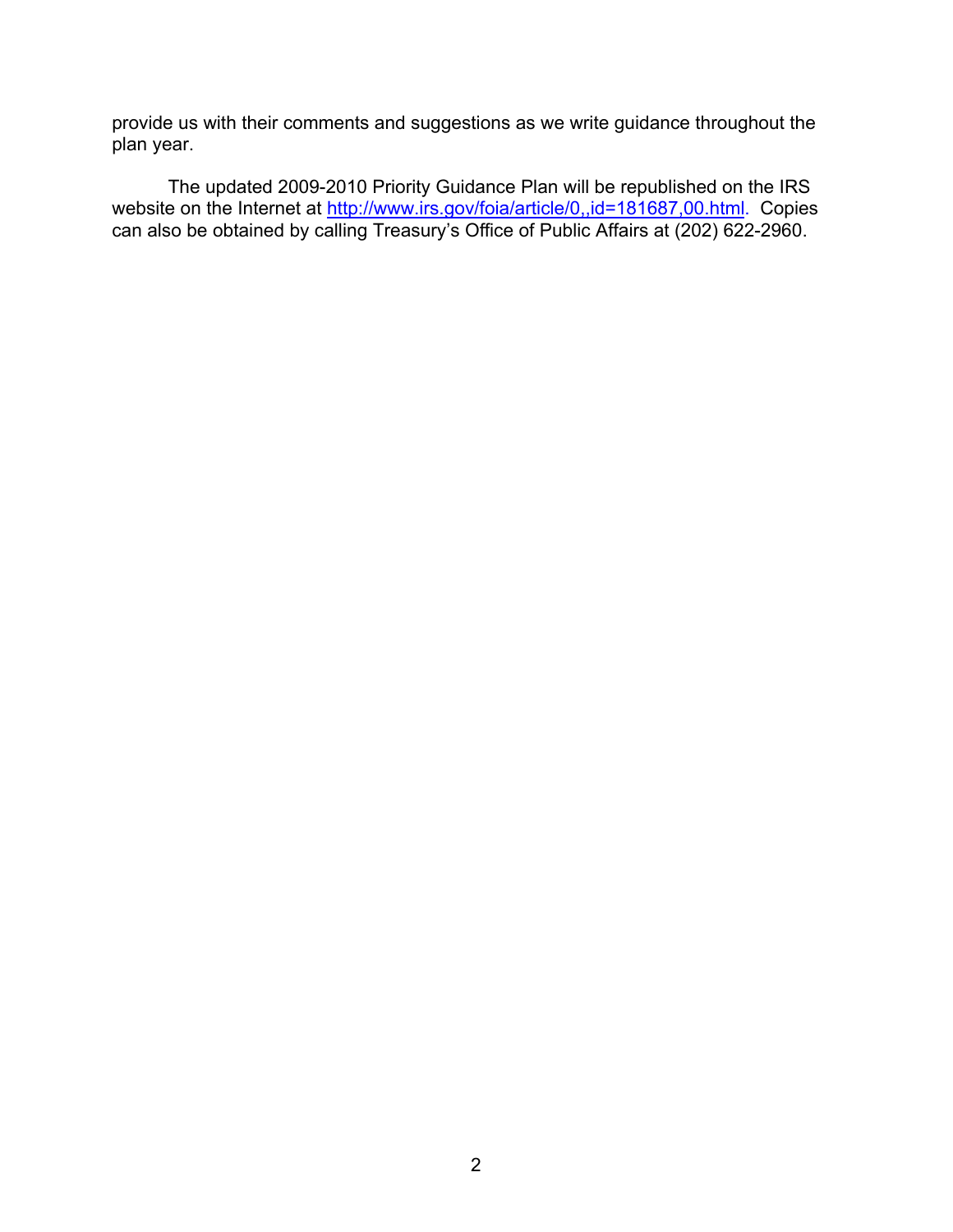provide us with their comments and suggestions as we write guidance throughout the plan year.

The updated 2009-2010 Priority Guidance Plan will be republished on the IRS website on the Internet at http://www.irs.gov/foia/article/0,,id=181687,00.html. Copies can also be obtained by calling Treasury's Office of Public Affairs at (202) 622-2960.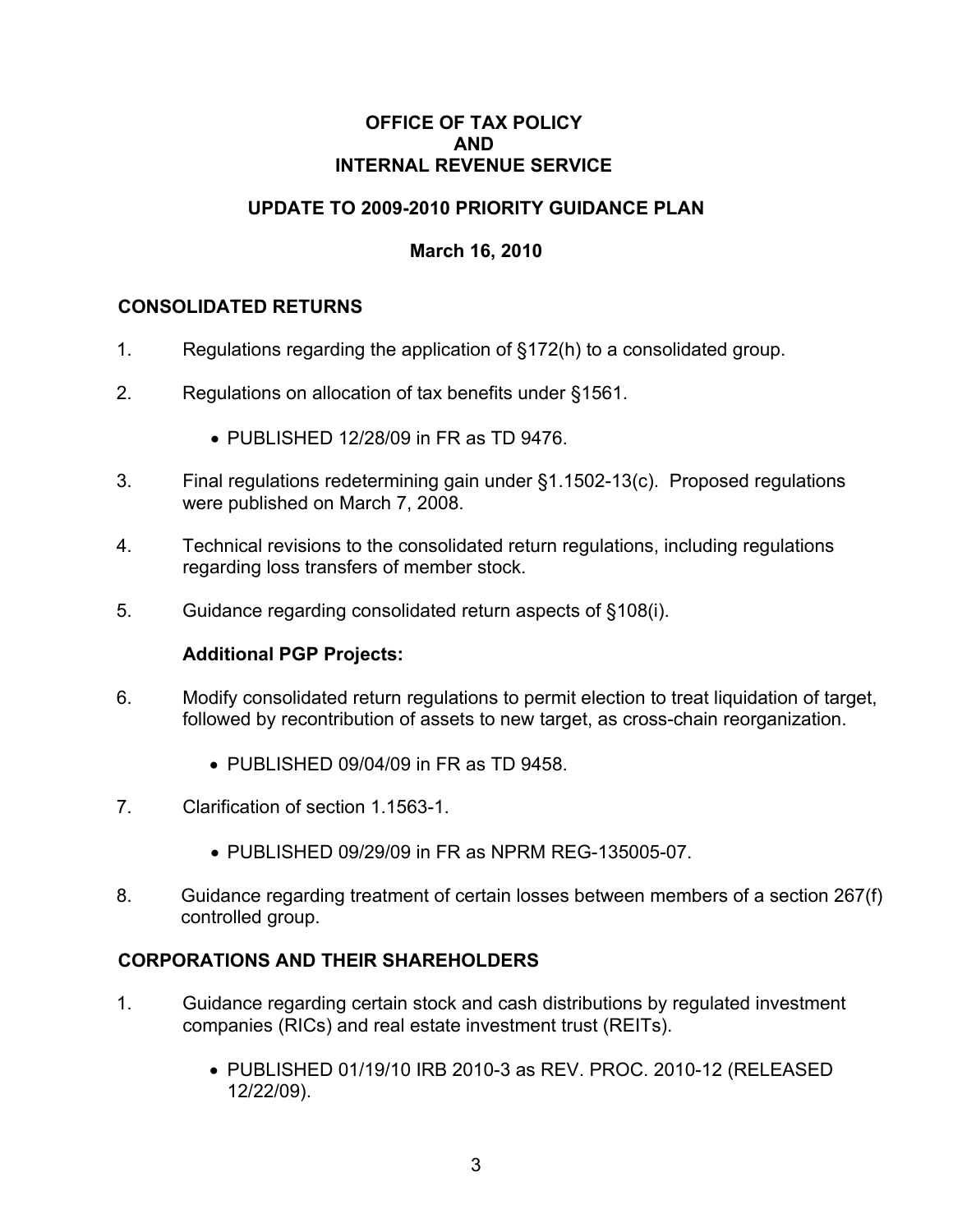**OFFICE OF TAX POLICY**
**AND**
**INTERNAL REVENUE SERVICE**

**UPDATE TO 2009-2010 PRIORITY GUIDANCE PLAN**

**March 16, 2010**

## CONSOLIDATED RETURNS

1. Regulations regarding the application of §172(h) to a consolidated group.

2. Regulations on allocation of tax benefits under §1561.

   - PUBLISHED 12/28/09 in FR as TD 9476.

3. Final regulations redetermining gain under §1.1502-13(c). Proposed regulations were published on March 7, 2008.

4. Technical revisions to the consolidated return regulations, including regulations regarding loss transfers of member stock.

5. Guidance regarding consolidated return aspects of §108(i).

**Additional PGP Projects:**

6. Modify consolidated return regulations to permit election to treat liquidation of target, followed by recontribution of assets to new target, as cross-chain reorganization.

   - PUBLISHED 09/04/09 in FR as TD 9458.

7. Clarification of section 1.1563-1.

   - PUBLISHED 09/29/09 in FR as NPRM REG-135005-07.

8. Guidance regarding treatment of certain losses between members of a section 267(f) controlled group.

## CORPORATIONS AND THEIR SHAREHOLDERS

1. Guidance regarding certain stock and cash distributions by regulated investment companies (RICs) and real estate investment trust (REITs).

   - PUBLISHED 01/19/10 IRB 2010-3 as REV. PROC. 2010-12 (RELEASED 12/22/09).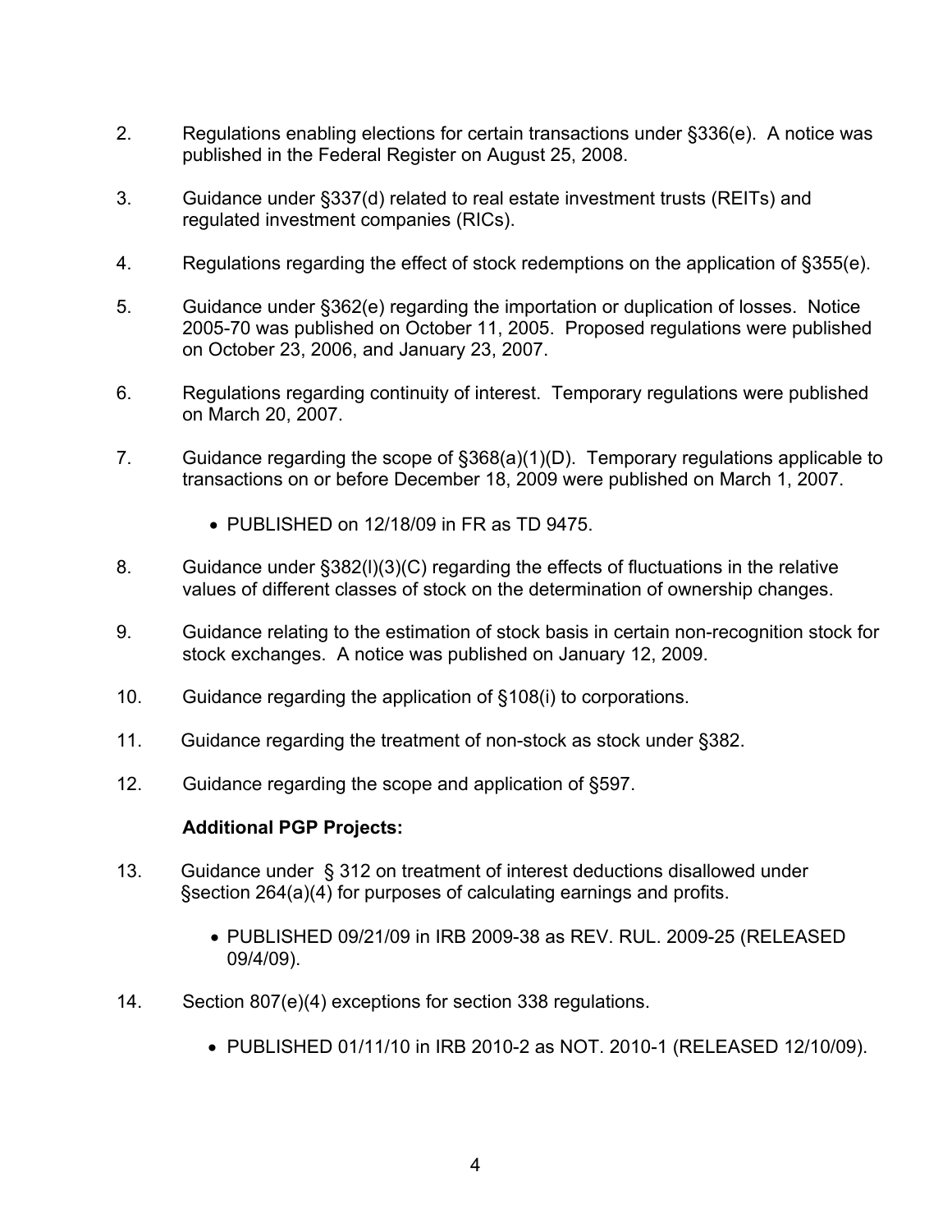2. Regulations enabling elections for certain transactions under §336(e). A notice was published in the Federal Register on August 25, 2008.

3. Guidance under §337(d) related to real estate investment trusts (REITs) and regulated investment companies (RICs).

4. Regulations regarding the effect of stock redemptions on the application of §355(e).

5. Guidance under §362(e) regarding the importation or duplication of losses. Notice 2005-70 was published on October 11, 2005. Proposed regulations were published on October 23, 2006, and January 23, 2007.

6. Regulations regarding continuity of interest. Temporary regulations were published on March 20, 2007.

7. Guidance regarding the scope of §368(a)(1)(D). Temporary regulations applicable to transactions on or before December 18, 2009 were published on March 1, 2007.

   - PUBLISHED on 12/18/09 in FR as TD 9475.

8. Guidance under §382(l)(3)(C) regarding the effects of fluctuations in the relative values of different classes of stock on the determination of ownership changes.

9. Guidance relating to the estimation of stock basis in certain non-recognition stock for stock exchanges. A notice was published on January 12, 2009.

10. Guidance regarding the application of §108(i) to corporations.

11. Guidance regarding the treatment of non-stock as stock under §382.

12. Guidance regarding the scope and application of §597.

**Additional PGP Projects:**

13. Guidance under § 312 on treatment of interest deductions disallowed under §section 264(a)(4) for purposes of calculating earnings and profits.

    - PUBLISHED 09/21/09 in IRB 2009-38 as REV. RUL. 2009-25 (RELEASED 09/4/09).

14. Section 807(e)(4) exceptions for section 338 regulations.

    - PUBLISHED 01/11/10 in IRB 2010-2 as NOT. 2010-1 (RELEASED 12/10/09).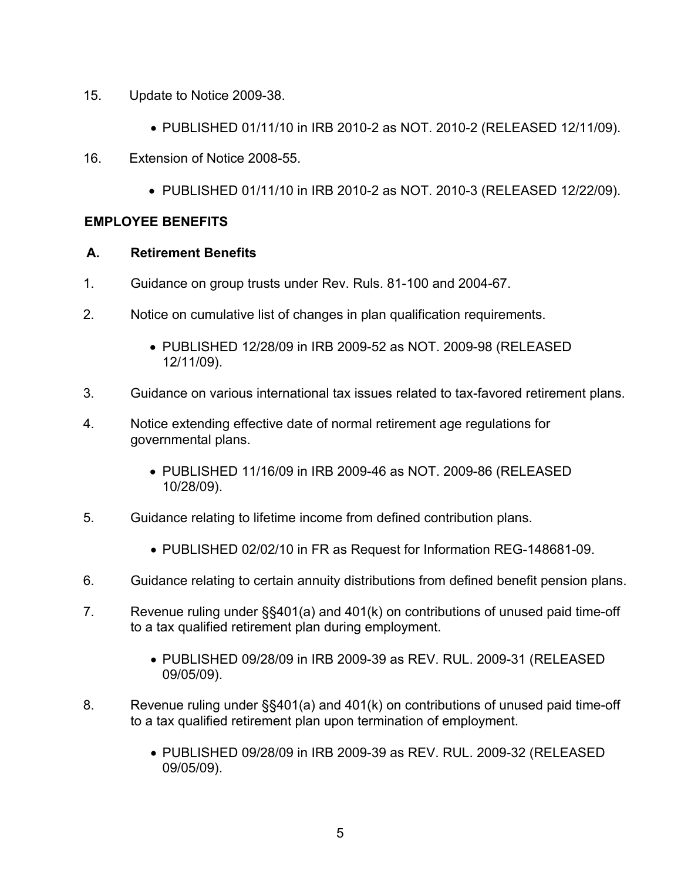15. Update to Notice 2009-38.

    - PUBLISHED 01/11/10 in IRB 2010-2 as NOT. 2010-2 (RELEASED 12/11/09).

16. Extension of Notice 2008-55.

    - PUBLISHED 01/11/10 in IRB 2010-2 as NOT. 2010-3 (RELEASED 12/22/09).

## EMPLOYEE BENEFITS

### A. Retirement Benefits

1. Guidance on group trusts under Rev. Ruls. 81-100 and 2004-67.

2. Notice on cumulative list of changes in plan qualification requirements.

    - PUBLISHED 12/28/09 in IRB 2009-52 as NOT. 2009-98 (RELEASED 12/11/09).

3. Guidance on various international tax issues related to tax-favored retirement plans.

4. Notice extending effective date of normal retirement age regulations for governmental plans.

    - PUBLISHED 11/16/09 in IRB 2009-46 as NOT. 2009-86 (RELEASED 10/28/09).

5. Guidance relating to lifetime income from defined contribution plans.

    - PUBLISHED 02/02/10 in FR as Request for Information REG-148681-09.

6. Guidance relating to certain annuity distributions from defined benefit pension plans.

7. Revenue ruling under §§401(a) and 401(k) on contributions of unused paid time-off to a tax qualified retirement plan during employment.

    - PUBLISHED 09/28/09 in IRB 2009-39 as REV. RUL. 2009-31 (RELEASED 09/05/09).

8. Revenue ruling under §§401(a) and 401(k) on contributions of unused paid time-off to a tax qualified retirement plan upon termination of employment.

    - PUBLISHED 09/28/09 in IRB 2009-39 as REV. RUL. 2009-32 (RELEASED 09/05/09).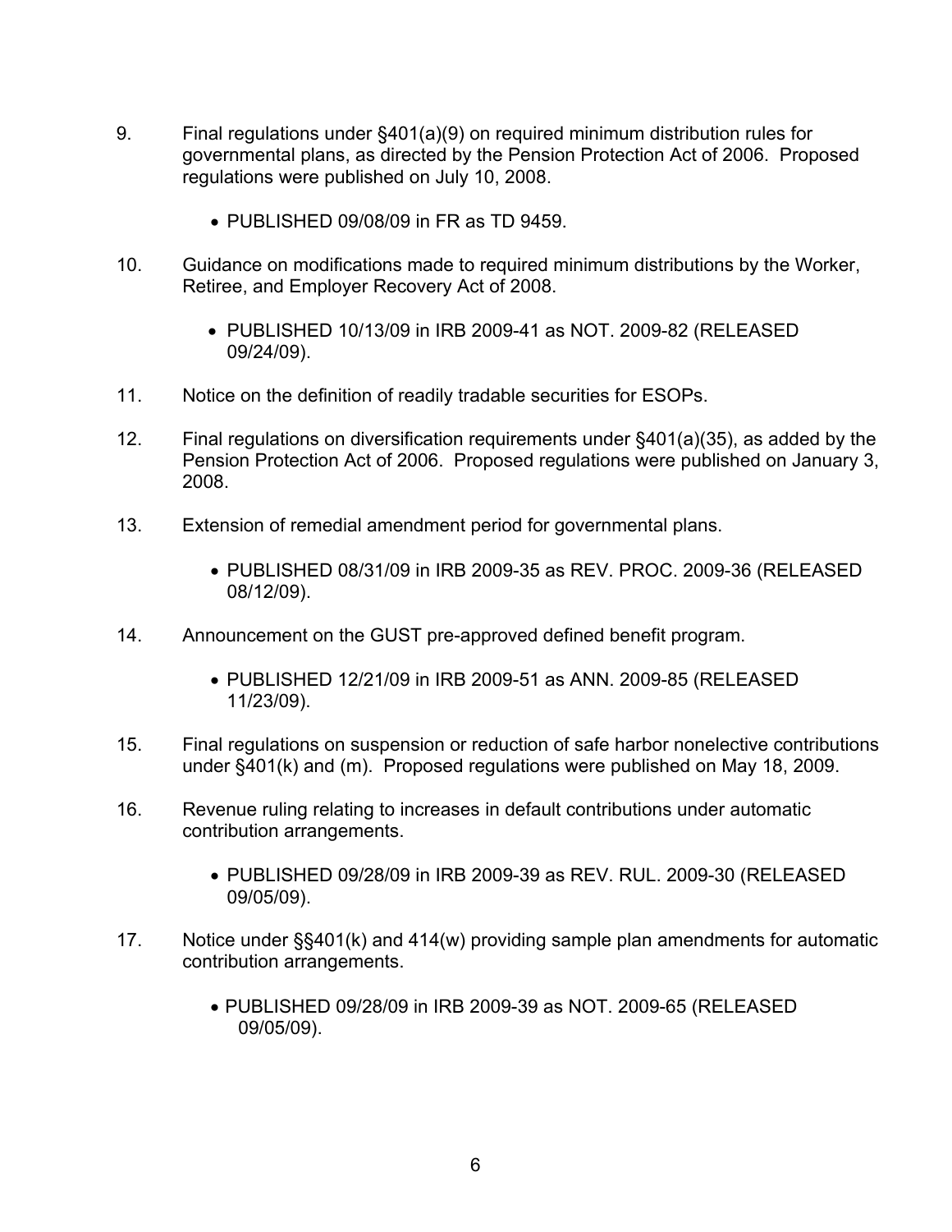9. Final regulations under §401(a)(9) on required minimum distribution rules for governmental plans, as directed by the Pension Protection Act of 2006. Proposed regulations were published on July 10, 2008.

   - PUBLISHED 09/08/09 in FR as TD 9459.

10. Guidance on modifications made to required minimum distributions by the Worker, Retiree, and Employer Recovery Act of 2008.

    - PUBLISHED 10/13/09 in IRB 2009-41 as NOT. 2009-82 (RELEASED 09/24/09).

11. Notice on the definition of readily tradable securities for ESOPs.

12. Final regulations on diversification requirements under §401(a)(35), as added by the Pension Protection Act of 2006. Proposed regulations were published on January 3, 2008.

13. Extension of remedial amendment period for governmental plans.

    - PUBLISHED 08/31/09 in IRB 2009-35 as REV. PROC. 2009-36 (RELEASED 08/12/09).

14. Announcement on the GUST pre-approved defined benefit program.

    - PUBLISHED 12/21/09 in IRB 2009-51 as ANN. 2009-85 (RELEASED 11/23/09).

15. Final regulations on suspension or reduction of safe harbor nonelective contributions under §401(k) and (m). Proposed regulations were published on May 18, 2009.

16. Revenue ruling relating to increases in default contributions under automatic contribution arrangements.

    - PUBLISHED 09/28/09 in IRB 2009-39 as REV. RUL. 2009-30 (RELEASED 09/05/09).

17. Notice under §§401(k) and 414(w) providing sample plan amendments for automatic contribution arrangements.

    - PUBLISHED 09/28/09 in IRB 2009-39 as NOT. 2009-65 (RELEASED 09/05/09).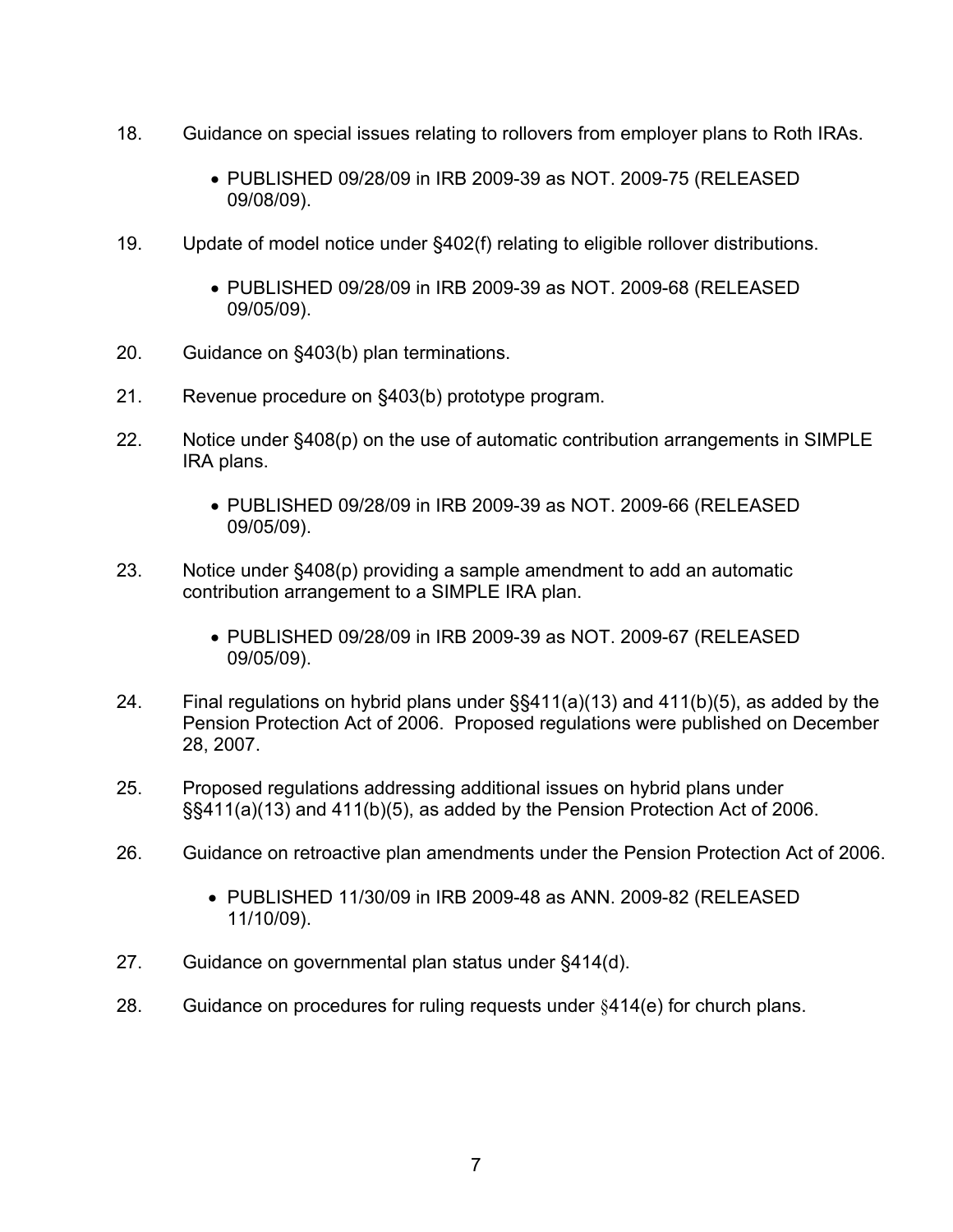18. Guidance on special issues relating to rollovers from employer plans to Roth IRAs.

    - PUBLISHED 09/28/09 in IRB 2009-39 as NOT. 2009-75 (RELEASED 09/08/09).

19. Update of model notice under §402(f) relating to eligible rollover distributions.

    - PUBLISHED 09/28/09 in IRB 2009-39 as NOT. 2009-68 (RELEASED 09/05/09).

20. Guidance on §403(b) plan terminations.

21. Revenue procedure on §403(b) prototype program.

22. Notice under §408(p) on the use of automatic contribution arrangements in SIMPLE IRA plans.

    - PUBLISHED 09/28/09 in IRB 2009-39 as NOT. 2009-66 (RELEASED 09/05/09).

23. Notice under §408(p) providing a sample amendment to add an automatic contribution arrangement to a SIMPLE IRA plan.

    - PUBLISHED 09/28/09 in IRB 2009-39 as NOT. 2009-67 (RELEASED 09/05/09).

24. Final regulations on hybrid plans under §§411(a)(13) and 411(b)(5), as added by the Pension Protection Act of 2006. Proposed regulations were published on December 28, 2007.

25. Proposed regulations addressing additional issues on hybrid plans under §§411(a)(13) and 411(b)(5), as added by the Pension Protection Act of 2006.

26. Guidance on retroactive plan amendments under the Pension Protection Act of 2006.

    - PUBLISHED 11/30/09 in IRB 2009-48 as ANN. 2009-82 (RELEASED 11/10/09).

27. Guidance on governmental plan status under §414(d).

28. Guidance on procedures for ruling requests under §414(e) for church plans.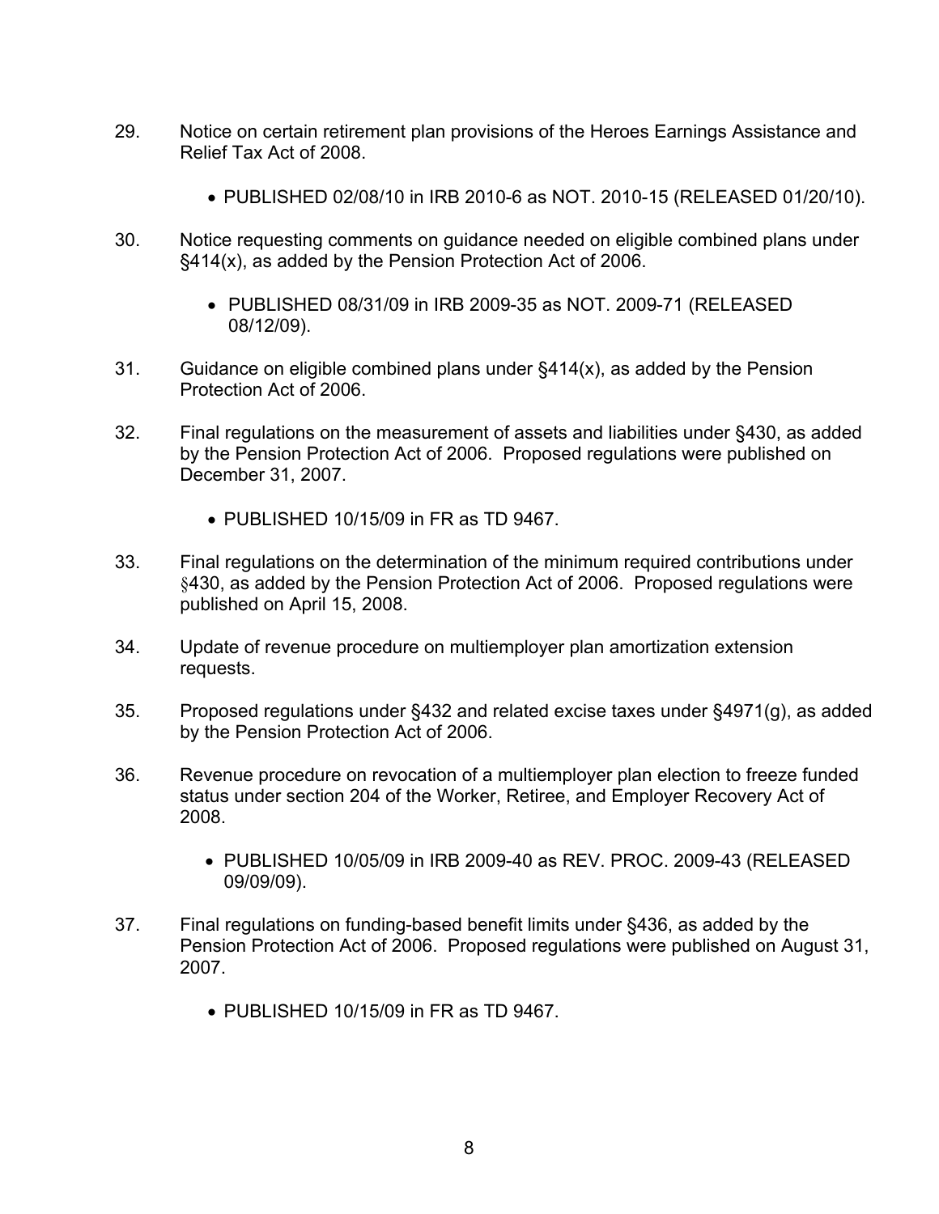29. Notice on certain retirement plan provisions of the Heroes Earnings Assistance and Relief Tax Act of 2008.

    - PUBLISHED 02/08/10 in IRB 2010-6 as NOT. 2010-15 (RELEASED 01/20/10).

30. Notice requesting comments on guidance needed on eligible combined plans under §414(x), as added by the Pension Protection Act of 2006.

    - PUBLISHED 08/31/09 in IRB 2009-35 as NOT. 2009-71 (RELEASED 08/12/09).

31. Guidance on eligible combined plans under §414(x), as added by the Pension Protection Act of 2006.

32. Final regulations on the measurement of assets and liabilities under §430, as added by the Pension Protection Act of 2006. Proposed regulations were published on December 31, 2007.

    - PUBLISHED 10/15/09 in FR as TD 9467.

33. Final regulations on the determination of the minimum required contributions under §430, as added by the Pension Protection Act of 2006. Proposed regulations were published on April 15, 2008.

34. Update of revenue procedure on multiemployer plan amortization extension requests.

35. Proposed regulations under §432 and related excise taxes under §4971(g), as added by the Pension Protection Act of 2006.

36. Revenue procedure on revocation of a multiemployer plan election to freeze funded status under section 204 of the Worker, Retiree, and Employer Recovery Act of 2008.

    - PUBLISHED 10/05/09 in IRB 2009-40 as REV. PROC. 2009-43 (RELEASED 09/09/09).

37. Final regulations on funding-based benefit limits under §436, as added by the Pension Protection Act of 2006. Proposed regulations were published on August 31, 2007.

    - PUBLISHED 10/15/09 in FR as TD 9467.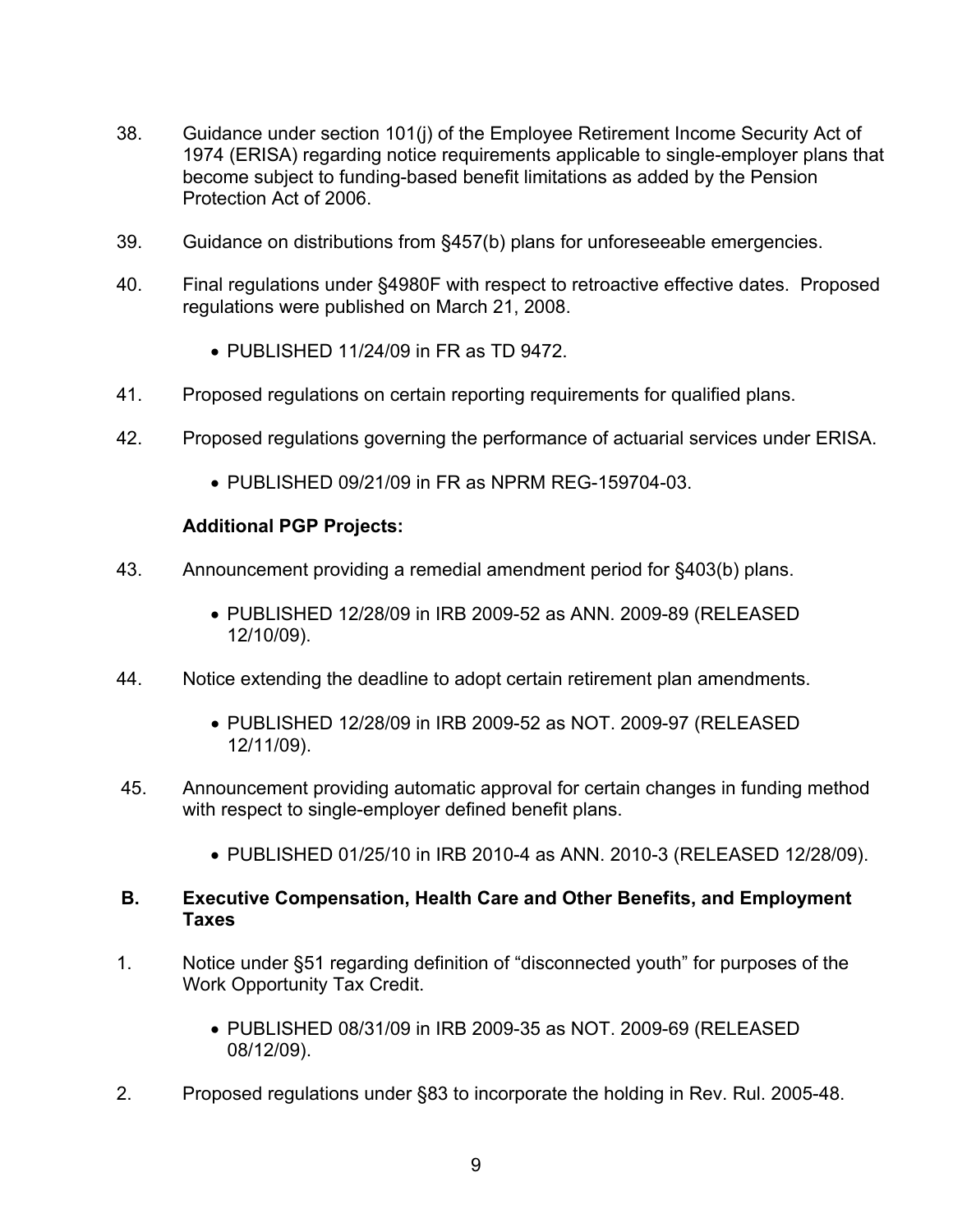38. Guidance under section 101(j) of the Employee Retirement Income Security Act of 1974 (ERISA) regarding notice requirements applicable to single-employer plans that become subject to funding-based benefit limitations as added by the Pension Protection Act of 2006.

39. Guidance on distributions from §457(b) plans for unforeseeable emergencies.

40. Final regulations under §4980F with respect to retroactive effective dates. Proposed regulations were published on March 21, 2008.

    - PUBLISHED 11/24/09 in FR as TD 9472.

41. Proposed regulations on certain reporting requirements for qualified plans.

42. Proposed regulations governing the performance of actuarial services under ERISA.

    - PUBLISHED 09/21/09 in FR as NPRM REG-159704-03.

**Additional PGP Projects:**

43. Announcement providing a remedial amendment period for §403(b) plans.

    - PUBLISHED 12/28/09 in IRB 2009-52 as ANN. 2009-89 (RELEASED 12/10/09).

44. Notice extending the deadline to adopt certain retirement plan amendments.

    - PUBLISHED 12/28/09 in IRB 2009-52 as NOT. 2009-97 (RELEASED 12/11/09).

45. Announcement providing automatic approval for certain changes in funding method with respect to single-employer defined benefit plans.

    - PUBLISHED 01/25/10 in IRB 2010-4 as ANN. 2010-3 (RELEASED 12/28/09).

**B. Executive Compensation, Health Care and Other Benefits, and Employment Taxes**

1. Notice under §51 regarding definition of "disconnected youth" for purposes of the Work Opportunity Tax Credit.

    - PUBLISHED 08/31/09 in IRB 2009-35 as NOT. 2009-69 (RELEASED 08/12/09).

2. Proposed regulations under §83 to incorporate the holding in Rev. Rul. 2005-48.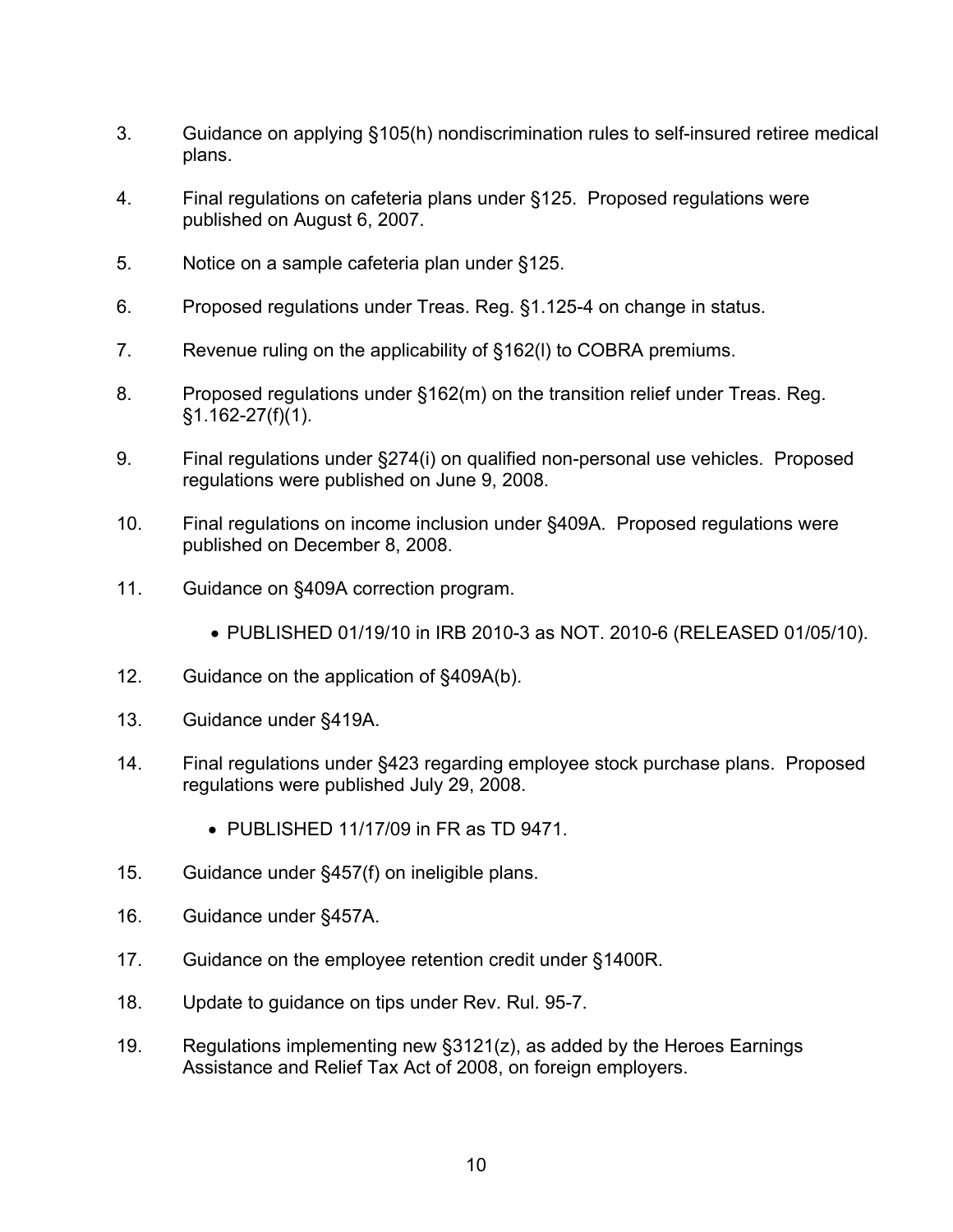3. Guidance on applying §105(h) nondiscrimination rules to self-insured retiree medical plans.

4. Final regulations on cafeteria plans under §125. Proposed regulations were published on August 6, 2007.

5. Notice on a sample cafeteria plan under §125.

6. Proposed regulations under Treas. Reg. §1.125-4 on change in status.

7. Revenue ruling on the applicability of §162(l) to COBRA premiums.

8. Proposed regulations under §162(m) on the transition relief under Treas. Reg. §1.162-27(f)(1).

9. Final regulations under §274(i) on qualified non-personal use vehicles. Proposed regulations were published on June 9, 2008.

10. Final regulations on income inclusion under §409A. Proposed regulations were published on December 8, 2008.

11. Guidance on §409A correction program.

    - PUBLISHED 01/19/10 in IRB 2010-3 as NOT. 2010-6 (RELEASED 01/05/10).

12. Guidance on the application of §409A(b).

13. Guidance under §419A.

14. Final regulations under §423 regarding employee stock purchase plans. Proposed regulations were published July 29, 2008.

    - PUBLISHED 11/17/09 in FR as TD 9471.

15. Guidance under §457(f) on ineligible plans.

16. Guidance under §457A.

17. Guidance on the employee retention credit under §1400R.

18. Update to guidance on tips under Rev. Rul. 95-7.

19. Regulations implementing new §3121(z), as added by the Heroes Earnings Assistance and Relief Tax Act of 2008, on foreign employers.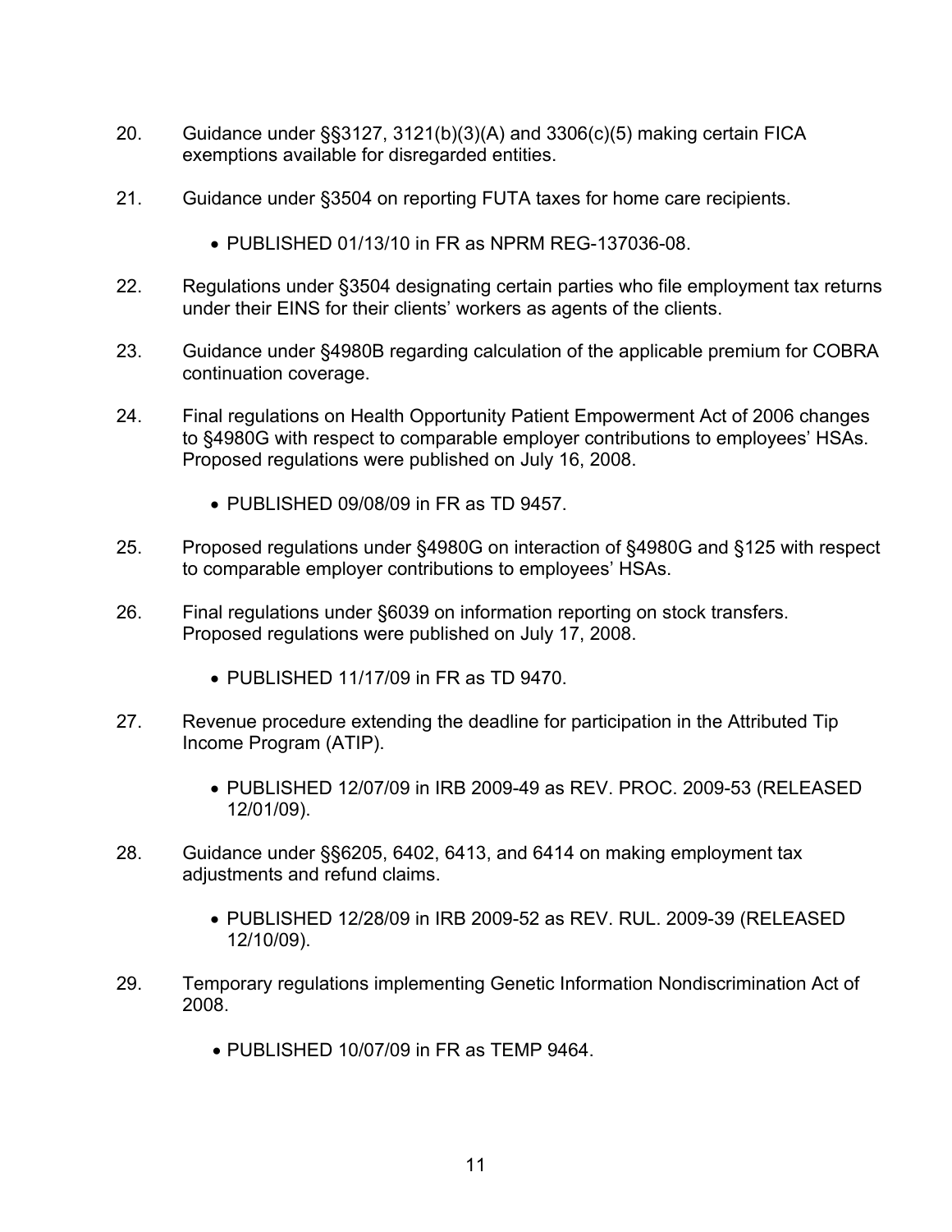20. Guidance under §§3127, 3121(b)(3)(A) and 3306(c)(5) making certain FICA exemptions available for disregarded entities.

21. Guidance under §3504 on reporting FUTA taxes for home care recipients.

    - PUBLISHED 01/13/10 in FR as NPRM REG-137036-08.

22. Regulations under §3504 designating certain parties who file employment tax returns under their EINS for their clients' workers as agents of the clients.

23. Guidance under §4980B regarding calculation of the applicable premium for COBRA continuation coverage.

24. Final regulations on Health Opportunity Patient Empowerment Act of 2006 changes to §4980G with respect to comparable employer contributions to employees' HSAs. Proposed regulations were published on July 16, 2008.

    - PUBLISHED 09/08/09 in FR as TD 9457.

25. Proposed regulations under §4980G on interaction of §4980G and §125 with respect to comparable employer contributions to employees' HSAs.

26. Final regulations under §6039 on information reporting on stock transfers. Proposed regulations were published on July 17, 2008.

    - PUBLISHED 11/17/09 in FR as TD 9470.

27. Revenue procedure extending the deadline for participation in the Attributed Tip Income Program (ATIP).

    - PUBLISHED 12/07/09 in IRB 2009-49 as REV. PROC. 2009-53 (RELEASED 12/01/09).

28. Guidance under §§6205, 6402, 6413, and 6414 on making employment tax adjustments and refund claims.

    - PUBLISHED 12/28/09 in IRB 2009-52 as REV. RUL. 2009-39 (RELEASED 12/10/09).

29. Temporary regulations implementing Genetic Information Nondiscrimination Act of 2008.

    - PUBLISHED 10/07/09 in FR as TEMP 9464.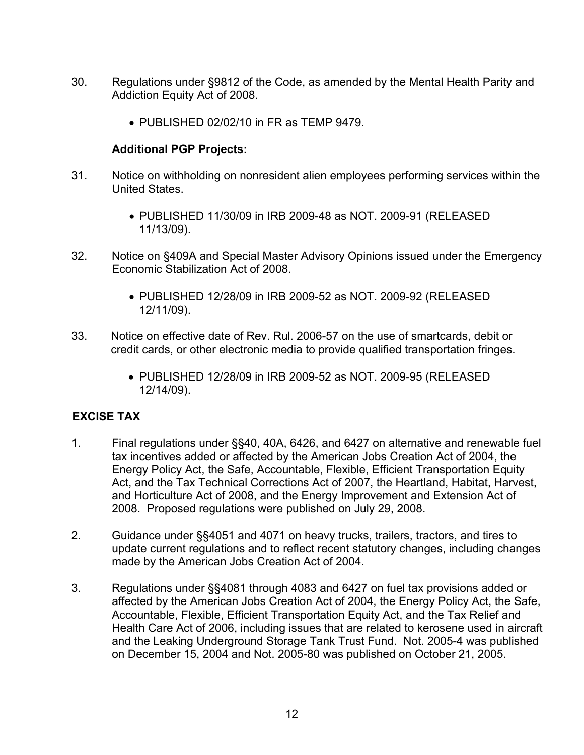30. Regulations under §9812 of the Code, as amended by the Mental Health Parity and Addiction Equity Act of 2008.

    - PUBLISHED 02/02/10 in FR as TEMP 9479.

**Additional PGP Projects:**

31. Notice on withholding on nonresident alien employees performing services within the United States.

    - PUBLISHED 11/30/09 in IRB 2009-48 as NOT. 2009-91 (RELEASED 11/13/09).

32. Notice on §409A and Special Master Advisory Opinions issued under the Emergency Economic Stabilization Act of 2008.

    - PUBLISHED 12/28/09 in IRB 2009-52 as NOT. 2009-92 (RELEASED 12/11/09).

33. Notice on effective date of Rev. Rul. 2006-57 on the use of smartcards, debit or credit cards, or other electronic media to provide qualified transportation fringes.

    - PUBLISHED 12/28/09 in IRB 2009-52 as NOT. 2009-95 (RELEASED 12/14/09).

## EXCISE TAX

1. Final regulations under §§40, 40A, 6426, and 6427 on alternative and renewable fuel tax incentives added or affected by the American Jobs Creation Act of 2004, the Energy Policy Act, the Safe, Accountable, Flexible, Efficient Transportation Equity Act, and the Tax Technical Corrections Act of 2007, the Heartland, Habitat, Harvest, and Horticulture Act of 2008, and the Energy Improvement and Extension Act of 2008. Proposed regulations were published on July 29, 2008.

2. Guidance under §§4051 and 4071 on heavy trucks, trailers, tractors, and tires to update current regulations and to reflect recent statutory changes, including changes made by the American Jobs Creation Act of 2004.

3. Regulations under §§4081 through 4083 and 6427 on fuel tax provisions added or affected by the American Jobs Creation Act of 2004, the Energy Policy Act, the Safe, Accountable, Flexible, Efficient Transportation Equity Act, and the Tax Relief and Health Care Act of 2006, including issues that are related to kerosene used in aircraft and the Leaking Underground Storage Tank Trust Fund. Not. 2005-4 was published on December 15, 2004 and Not. 2005-80 was published on October 21, 2005.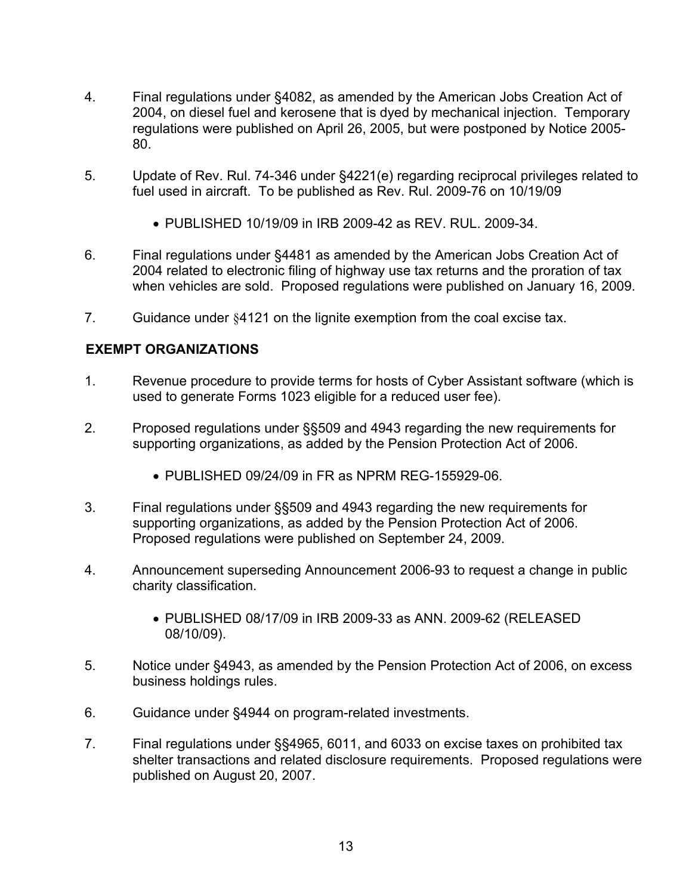4. Final regulations under §4082, as amended by the American Jobs Creation Act of 2004, on diesel fuel and kerosene that is dyed by mechanical injection. Temporary regulations were published on April 26, 2005, but were postponed by Notice 2005-80.

5. Update of Rev. Rul. 74-346 under §4221(e) regarding reciprocal privileges related to fuel used in aircraft. To be published as Rev. Rul. 2009-76 on 10/19/09

   - PUBLISHED 10/19/09 in IRB 2009-42 as REV. RUL. 2009-34.

6. Final regulations under §4481 as amended by the American Jobs Creation Act of 2004 related to electronic filing of highway use tax returns and the proration of tax when vehicles are sold. Proposed regulations were published on January 16, 2009.

7. Guidance under §4121 on the lignite exemption from the coal excise tax.

**EXEMPT ORGANIZATIONS**

1. Revenue procedure to provide terms for hosts of Cyber Assistant software (which is used to generate Forms 1023 eligible for a reduced user fee).

2. Proposed regulations under §§509 and 4943 regarding the new requirements for supporting organizations, as added by the Pension Protection Act of 2006.

   - PUBLISHED 09/24/09 in FR as NPRM REG-155929-06.

3. Final regulations under §§509 and 4943 regarding the new requirements for supporting organizations, as added by the Pension Protection Act of 2006. Proposed regulations were published on September 24, 2009.

4. Announcement superseding Announcement 2006-93 to request a change in public charity classification.

   - PUBLISHED 08/17/09 in IRB 2009-33 as ANN. 2009-62 (RELEASED 08/10/09).

5. Notice under §4943, as amended by the Pension Protection Act of 2006, on excess business holdings rules.

6. Guidance under §4944 on program-related investments.

7. Final regulations under §§4965, 6011, and 6033 on excise taxes on prohibited tax shelter transactions and related disclosure requirements. Proposed regulations were published on August 20, 2007.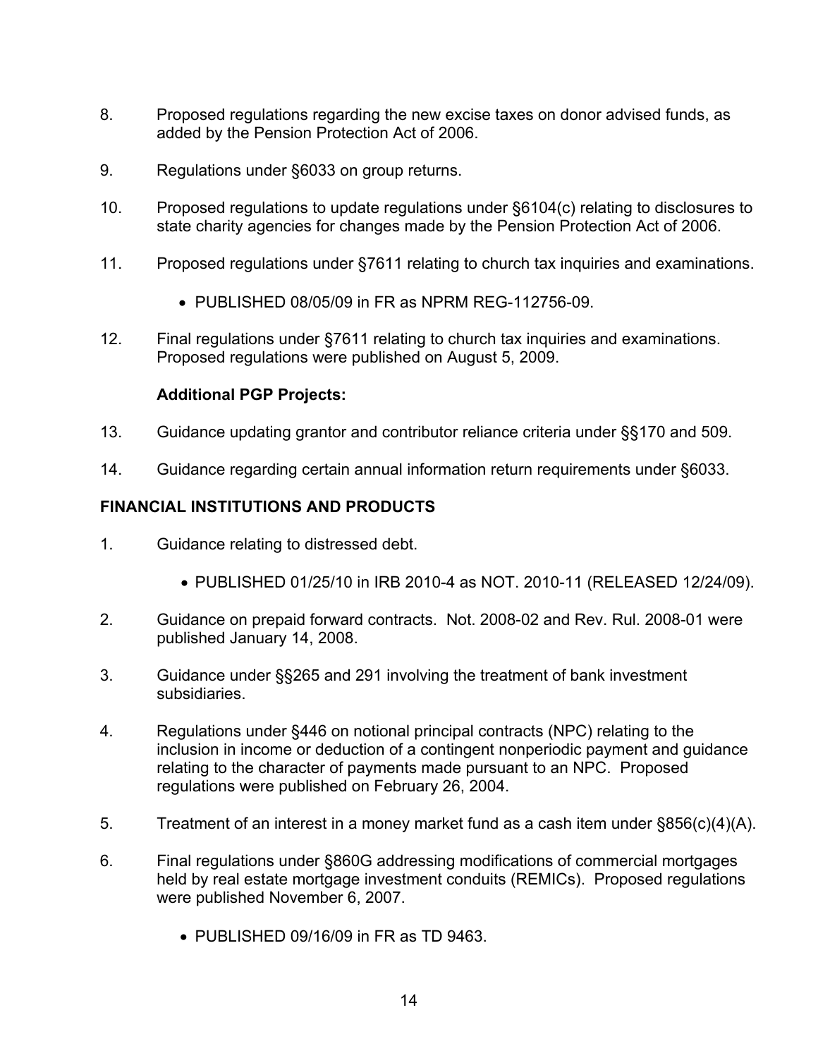8. Proposed regulations regarding the new excise taxes on donor advised funds, as added by the Pension Protection Act of 2006.

9. Regulations under §6033 on group returns.

10. Proposed regulations to update regulations under §6104(c) relating to disclosures to state charity agencies for changes made by the Pension Protection Act of 2006.

11. Proposed regulations under §7611 relating to church tax inquiries and examinations.

    - PUBLISHED 08/05/09 in FR as NPRM REG-112756-09.

12. Final regulations under §7611 relating to church tax inquiries and examinations. Proposed regulations were published on August 5, 2009.

**Additional PGP Projects:**

13. Guidance updating grantor and contributor reliance criteria under §§170 and 509.

14. Guidance regarding certain annual information return requirements under §6033.

## FINANCIAL INSTITUTIONS AND PRODUCTS

1. Guidance relating to distressed debt.

    - PUBLISHED 01/25/10 in IRB 2010-4 as NOT. 2010-11 (RELEASED 12/24/09).

2. Guidance on prepaid forward contracts. Not. 2008-02 and Rev. Rul. 2008-01 were published January 14, 2008.

3. Guidance under §§265 and 291 involving the treatment of bank investment subsidiaries.

4. Regulations under §446 on notional principal contracts (NPC) relating to the inclusion in income or deduction of a contingent nonperiodic payment and guidance relating to the character of payments made pursuant to an NPC. Proposed regulations were published on February 26, 2004.

5. Treatment of an interest in a money market fund as a cash item under §856(c)(4)(A).

6. Final regulations under §860G addressing modifications of commercial mortgages held by real estate mortgage investment conduits (REMICs). Proposed regulations were published November 6, 2007.

    - PUBLISHED 09/16/09 in FR as TD 9463.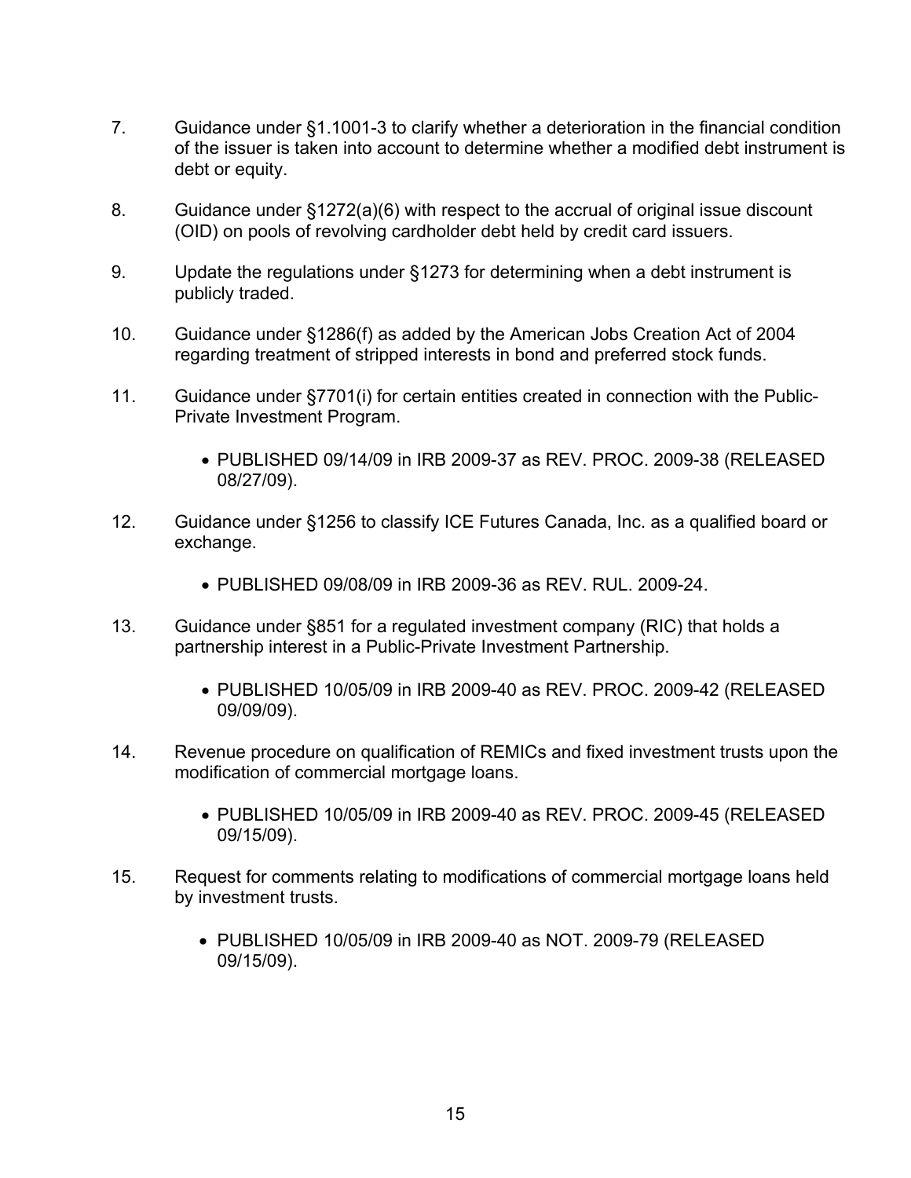7. Guidance under §1.1001-3 to clarify whether a deterioration in the financial condition of the issuer is taken into account to determine whether a modified debt instrument is debt or equity.

8. Guidance under §1272(a)(6) with respect to the accrual of original issue discount (OID) on pools of revolving cardholder debt held by credit card issuers.

9. Update the regulations under §1273 for determining when a debt instrument is publicly traded.

10. Guidance under §1286(f) as added by the American Jobs Creation Act of 2004 regarding treatment of stripped interests in bond and preferred stock funds.

11. Guidance under §7701(i) for certain entities created in connection with the Public-Private Investment Program.

    - PUBLISHED 09/14/09 in IRB 2009-37 as REV. PROC. 2009-38 (RELEASED 08/27/09).

12. Guidance under §1256 to classify ICE Futures Canada, Inc. as a qualified board or exchange.

    - PUBLISHED 09/08/09 in IRB 2009-36 as REV. RUL. 2009-24.

13. Guidance under §851 for a regulated investment company (RIC) that holds a partnership interest in a Public-Private Investment Partnership.

    - PUBLISHED 10/05/09 in IRB 2009-40 as REV. PROC. 2009-42 (RELEASED 09/09/09).

14. Revenue procedure on qualification of REMICs and fixed investment trusts upon the modification of commercial mortgage loans.

    - PUBLISHED 10/05/09 in IRB 2009-40 as REV. PROC. 2009-45 (RELEASED 09/15/09).

15. Request for comments relating to modifications of commercial mortgage loans held by investment trusts.

    - PUBLISHED 10/05/09 in IRB 2009-40 as NOT. 2009-79 (RELEASED 09/15/09).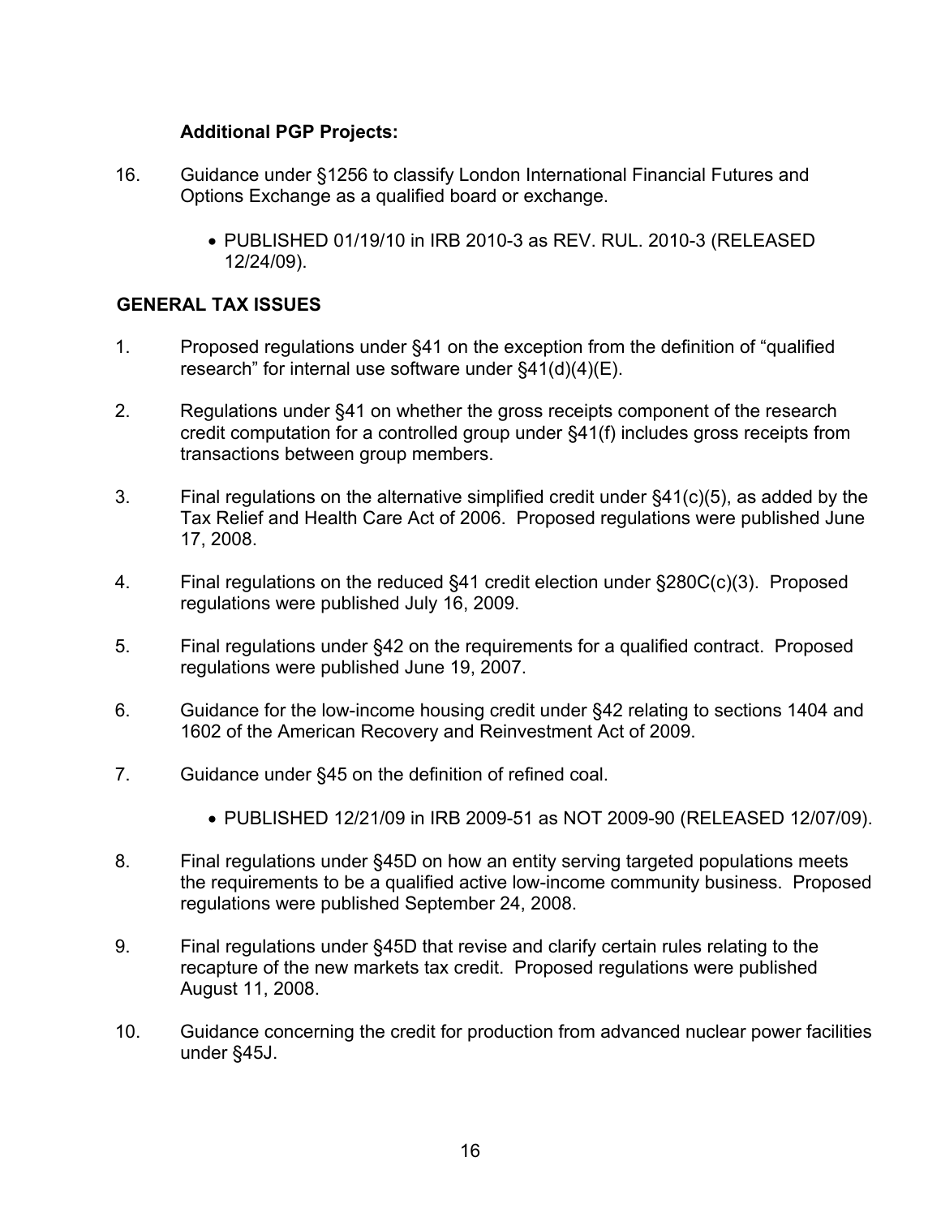**Additional PGP Projects:**

16. Guidance under §1256 to classify London International Financial Futures and Options Exchange as a qualified board or exchange.

    - PUBLISHED 01/19/10 in IRB 2010-3 as REV. RUL. 2010-3 (RELEASED 12/24/09).

**GENERAL TAX ISSUES**

1. Proposed regulations under §41 on the exception from the definition of "qualified research" for internal use software under §41(d)(4)(E).

2. Regulations under §41 on whether the gross receipts component of the research credit computation for a controlled group under §41(f) includes gross receipts from transactions between group members.

3. Final regulations on the alternative simplified credit under §41(c)(5), as added by the Tax Relief and Health Care Act of 2006. Proposed regulations were published June 17, 2008.

4. Final regulations on the reduced §41 credit election under §280C(c)(3). Proposed regulations were published July 16, 2009.

5. Final regulations under §42 on the requirements for a qualified contract. Proposed regulations were published June 19, 2007.

6. Guidance for the low-income housing credit under §42 relating to sections 1404 and 1602 of the American Recovery and Reinvestment Act of 2009.

7. Guidance under §45 on the definition of refined coal.

    - PUBLISHED 12/21/09 in IRB 2009-51 as NOT 2009-90 (RELEASED 12/07/09).

8. Final regulations under §45D on how an entity serving targeted populations meets the requirements to be a qualified active low-income community business. Proposed regulations were published September 24, 2008.

9. Final regulations under §45D that revise and clarify certain rules relating to the recapture of the new markets tax credit. Proposed regulations were published August 11, 2008.

10. Guidance concerning the credit for production from advanced nuclear power facilities under §45J.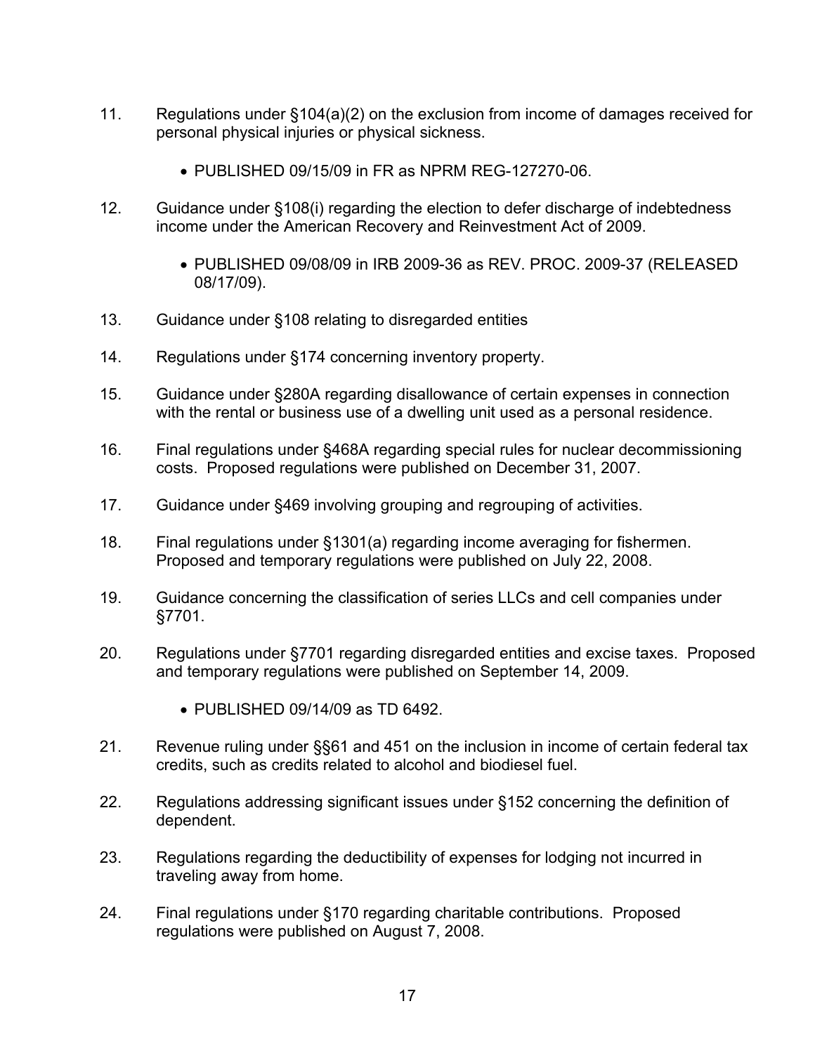11. Regulations under §104(a)(2) on the exclusion from income of damages received for personal physical injuries or physical sickness.

    - PUBLISHED 09/15/09 in FR as NPRM REG-127270-06.

12. Guidance under §108(i) regarding the election to defer discharge of indebtedness income under the American Recovery and Reinvestment Act of 2009.

    - PUBLISHED 09/08/09 in IRB 2009-36 as REV. PROC. 2009-37 (RELEASED 08/17/09).

13. Guidance under §108 relating to disregarded entities

14. Regulations under §174 concerning inventory property.

15. Guidance under §280A regarding disallowance of certain expenses in connection with the rental or business use of a dwelling unit used as a personal residence.

16. Final regulations under §468A regarding special rules for nuclear decommissioning costs. Proposed regulations were published on December 31, 2007.

17. Guidance under §469 involving grouping and regrouping of activities.

18. Final regulations under §1301(a) regarding income averaging for fishermen. Proposed and temporary regulations were published on July 22, 2008.

19. Guidance concerning the classification of series LLCs and cell companies under §7701.

20. Regulations under §7701 regarding disregarded entities and excise taxes. Proposed and temporary regulations were published on September 14, 2009.

    - PUBLISHED 09/14/09 as TD 6492.

21. Revenue ruling under §§61 and 451 on the inclusion in income of certain federal tax credits, such as credits related to alcohol and biodiesel fuel.

22. Regulations addressing significant issues under §152 concerning the definition of dependent.

23. Regulations regarding the deductibility of expenses for lodging not incurred in traveling away from home.

24. Final regulations under §170 regarding charitable contributions. Proposed regulations were published on August 7, 2008.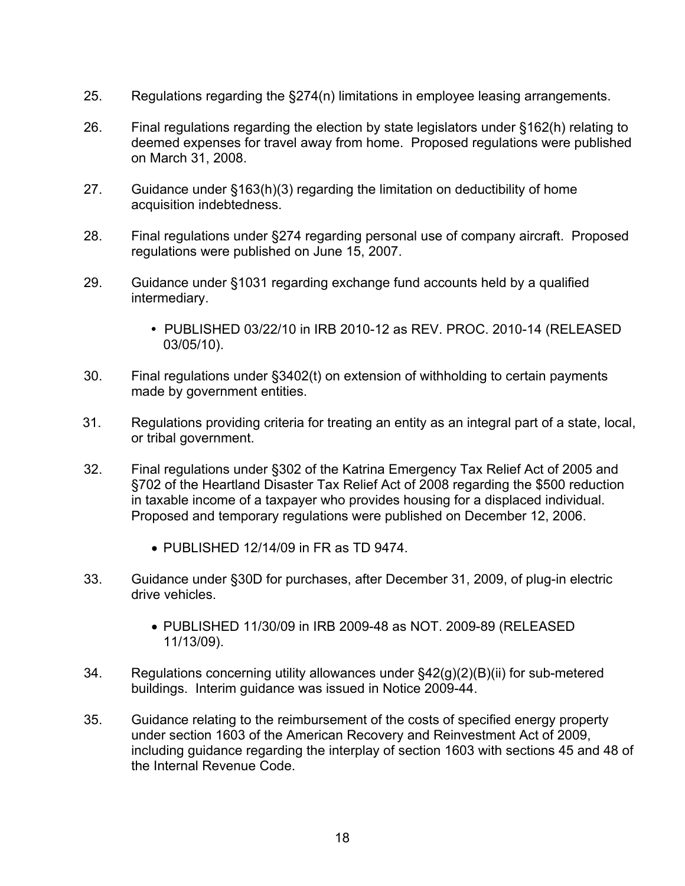25. Regulations regarding the §274(n) limitations in employee leasing arrangements.

26. Final regulations regarding the election by state legislators under §162(h) relating to deemed expenses for travel away from home. Proposed regulations were published on March 31, 2008.

27. Guidance under §163(h)(3) regarding the limitation on deductibility of home acquisition indebtedness.

28. Final regulations under §274 regarding personal use of company aircraft. Proposed regulations were published on June 15, 2007.

29. Guidance under §1031 regarding exchange fund accounts held by a qualified intermediary.

    - PUBLISHED 03/22/10 in IRB 2010-12 as REV. PROC. 2010-14 (RELEASED 03/05/10).

30. Final regulations under §3402(t) on extension of withholding to certain payments made by government entities.

31. Regulations providing criteria for treating an entity as an integral part of a state, local, or tribal government.

32. Final regulations under §302 of the Katrina Emergency Tax Relief Act of 2005 and §702 of the Heartland Disaster Tax Relief Act of 2008 regarding the $500 reduction in taxable income of a taxpayer who provides housing for a displaced individual. Proposed and temporary regulations were published on December 12, 2006.

    - PUBLISHED 12/14/09 in FR as TD 9474.

33. Guidance under §30D for purchases, after December 31, 2009, of plug-in electric drive vehicles.

    - PUBLISHED 11/30/09 in IRB 2009-48 as NOT. 2009-89 (RELEASED 11/13/09).

34. Regulations concerning utility allowances under §42(g)(2)(B)(ii) for sub-metered buildings. Interim guidance was issued in Notice 2009-44.

35. Guidance relating to the reimbursement of the costs of specified energy property under section 1603 of the American Recovery and Reinvestment Act of 2009, including guidance regarding the interplay of section 1603 with sections 45 and 48 of the Internal Revenue Code.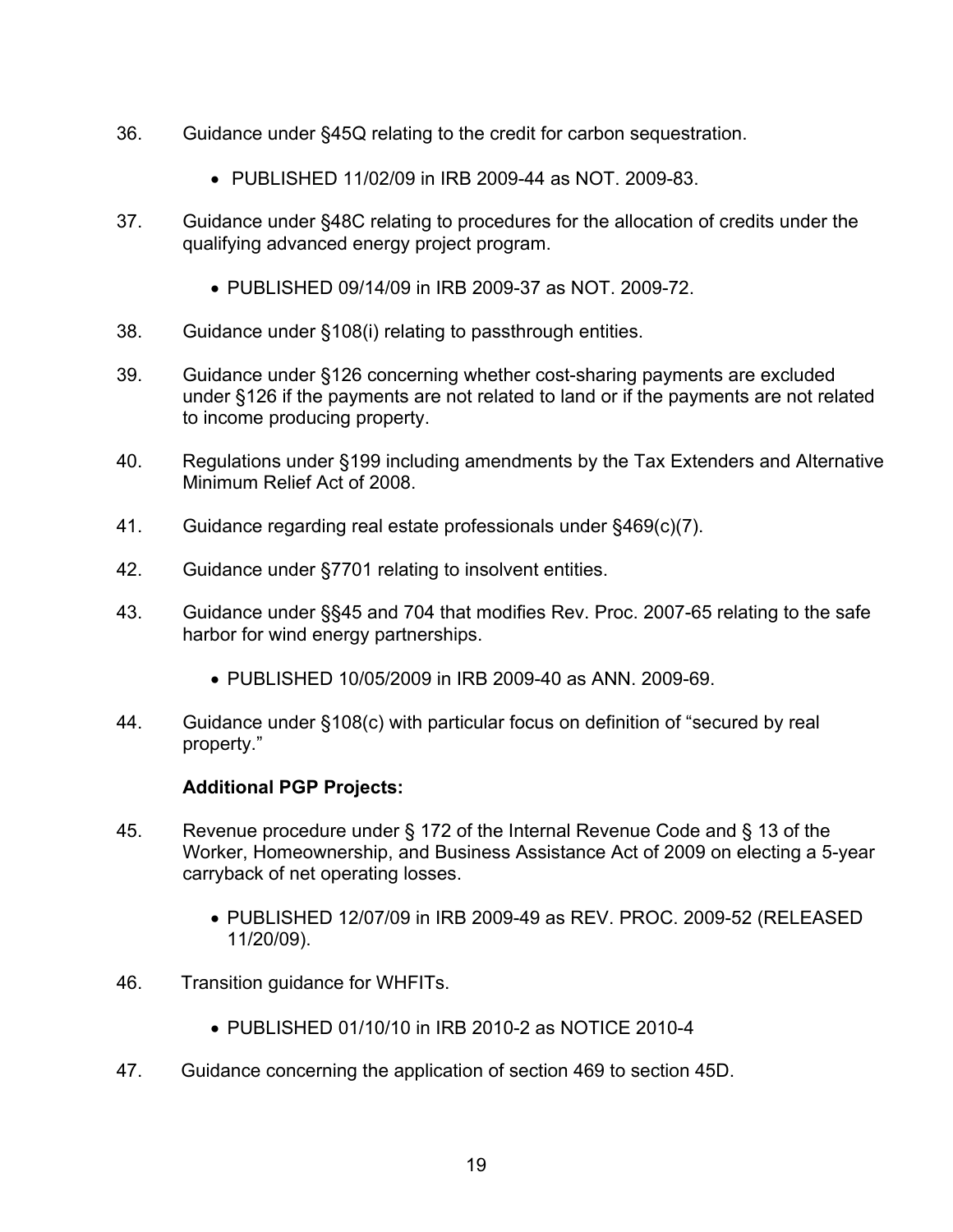36. Guidance under §45Q relating to the credit for carbon sequestration.

    - PUBLISHED 11/02/09 in IRB 2009-44 as NOT. 2009-83.

37. Guidance under §48C relating to procedures for the allocation of credits under the qualifying advanced energy project program.

    - PUBLISHED 09/14/09 in IRB 2009-37 as NOT. 2009-72.

38. Guidance under §108(i) relating to passthrough entities.

39. Guidance under §126 concerning whether cost-sharing payments are excluded under §126 if the payments are not related to land or if the payments are not related to income producing property.

40. Regulations under §199 including amendments by the Tax Extenders and Alternative Minimum Relief Act of 2008.

41. Guidance regarding real estate professionals under §469(c)(7).

42. Guidance under §7701 relating to insolvent entities.

43. Guidance under §§45 and 704 that modifies Rev. Proc. 2007-65 relating to the safe harbor for wind energy partnerships.

    - PUBLISHED 10/05/2009 in IRB 2009-40 as ANN. 2009-69.

44. Guidance under §108(c) with particular focus on definition of "secured by real property."

**Additional PGP Projects:**

45. Revenue procedure under § 172 of the Internal Revenue Code and § 13 of the Worker, Homeownership, and Business Assistance Act of 2009 on electing a 5-year carryback of net operating losses.

    - PUBLISHED 12/07/09 in IRB 2009-49 as REV. PROC. 2009-52 (RELEASED 11/20/09).

46. Transition guidance for WHFITs.

    - PUBLISHED 01/10/10 in IRB 2010-2 as NOTICE 2010-4

47. Guidance concerning the application of section 469 to section 45D.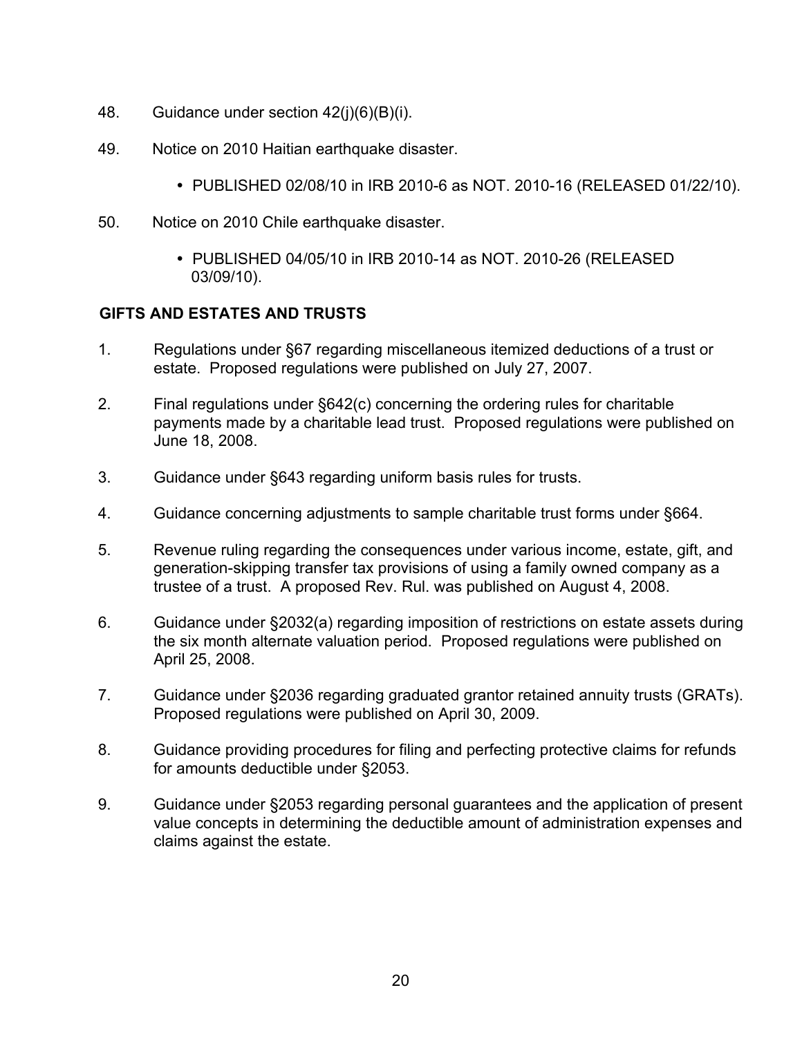48. Guidance under section 42(j)(6)(B)(i).

49. Notice on 2010 Haitian earthquake disaster.

    - PUBLISHED 02/08/10 in IRB 2010-6 as NOT. 2010-16 (RELEASED 01/22/10).

50. Notice on 2010 Chile earthquake disaster.

    - PUBLISHED 04/05/10 in IRB 2010-14 as NOT. 2010-26 (RELEASED 03/09/10).

**GIFTS AND ESTATES AND TRUSTS**

1. Regulations under §67 regarding miscellaneous itemized deductions of a trust or estate. Proposed regulations were published on July 27, 2007.

2. Final regulations under §642(c) concerning the ordering rules for charitable payments made by a charitable lead trust. Proposed regulations were published on June 18, 2008.

3. Guidance under §643 regarding uniform basis rules for trusts.

4. Guidance concerning adjustments to sample charitable trust forms under §664.

5. Revenue ruling regarding the consequences under various income, estate, gift, and generation-skipping transfer tax provisions of using a family owned company as a trustee of a trust. A proposed Rev. Rul. was published on August 4, 2008.

6. Guidance under §2032(a) regarding imposition of restrictions on estate assets during the six month alternate valuation period. Proposed regulations were published on April 25, 2008.

7. Guidance under §2036 regarding graduated grantor retained annuity trusts (GRATs). Proposed regulations were published on April 30, 2009.

8. Guidance providing procedures for filing and perfecting protective claims for refunds for amounts deductible under §2053.

9. Guidance under §2053 regarding personal guarantees and the application of present value concepts in determining the deductible amount of administration expenses and claims against the estate.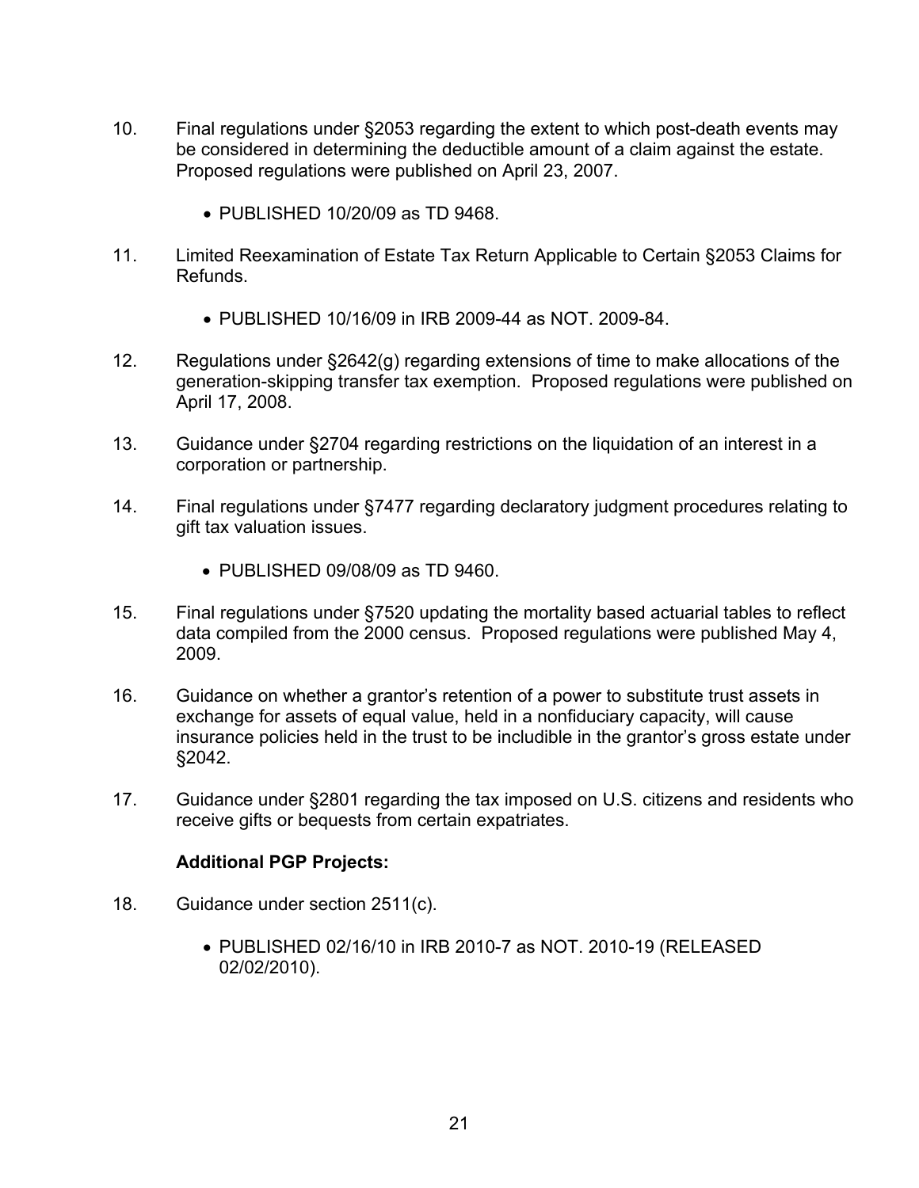10. Final regulations under §2053 regarding the extent to which post-death events may be considered in determining the deductible amount of a claim against the estate. Proposed regulations were published on April 23, 2007.

    - PUBLISHED 10/20/09 as TD 9468.

11. Limited Reexamination of Estate Tax Return Applicable to Certain §2053 Claims for Refunds.

    - PUBLISHED 10/16/09 in IRB 2009-44 as NOT. 2009-84.

12. Regulations under §2642(g) regarding extensions of time to make allocations of the generation-skipping transfer tax exemption. Proposed regulations were published on April 17, 2008.

13. Guidance under §2704 regarding restrictions on the liquidation of an interest in a corporation or partnership.

14. Final regulations under §7477 regarding declaratory judgment procedures relating to gift tax valuation issues.

    - PUBLISHED 09/08/09 as TD 9460.

15. Final regulations under §7520 updating the mortality based actuarial tables to reflect data compiled from the 2000 census. Proposed regulations were published May 4, 2009.

16. Guidance on whether a grantor's retention of a power to substitute trust assets in exchange for assets of equal value, held in a nonfiduciary capacity, will cause insurance policies held in the trust to be includible in the grantor's gross estate under §2042.

17. Guidance under §2801 regarding the tax imposed on U.S. citizens and residents who receive gifts or bequests from certain expatriates.

**Additional PGP Projects:**

18. Guidance under section 2511(c).

    - PUBLISHED 02/16/10 in IRB 2010-7 as NOT. 2010-19 (RELEASED 02/02/2010).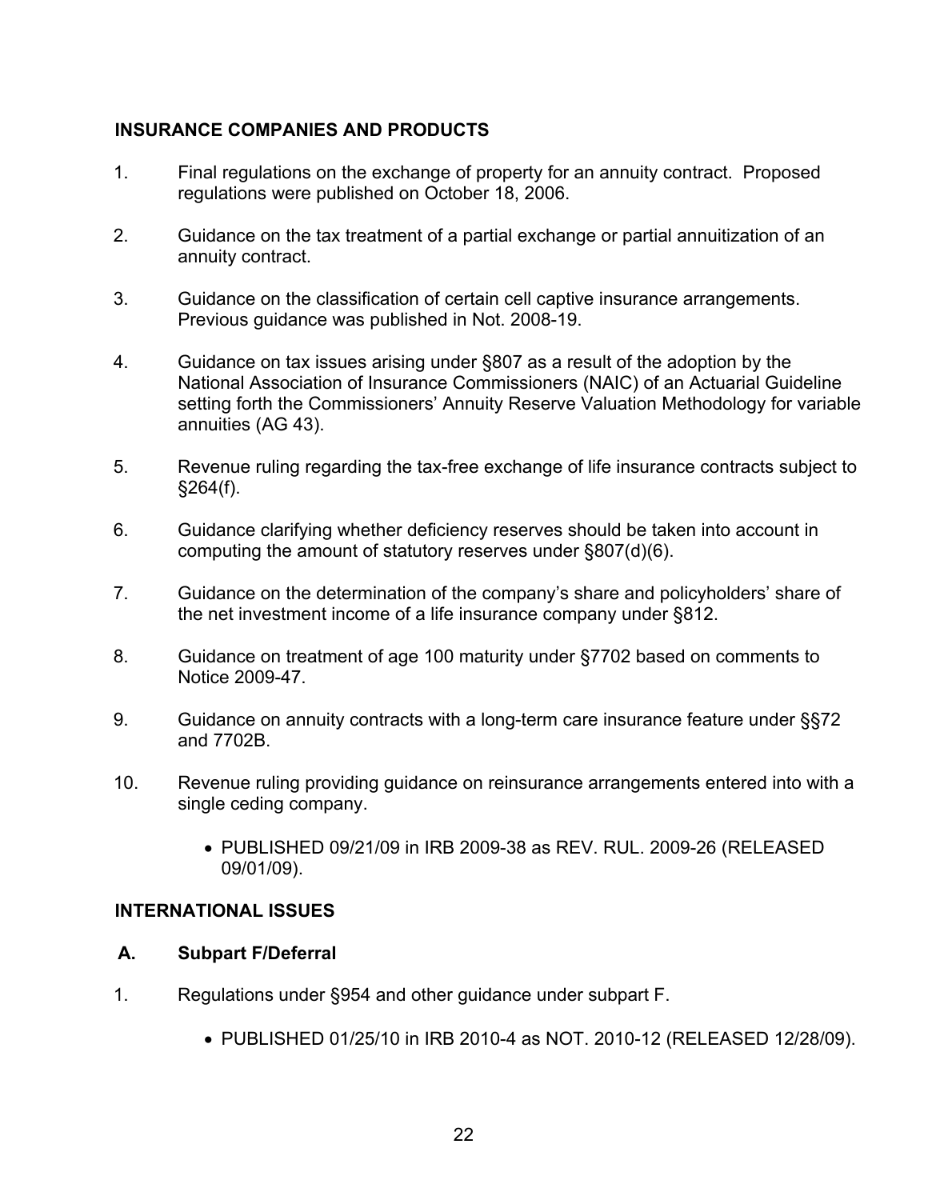## INSURANCE COMPANIES AND PRODUCTS

1. Final regulations on the exchange of property for an annuity contract. Proposed regulations were published on October 18, 2006.

2. Guidance on the tax treatment of a partial exchange or partial annuitization of an annuity contract.

3. Guidance on the classification of certain cell captive insurance arrangements. Previous guidance was published in Not. 2008-19.

4. Guidance on tax issues arising under §807 as a result of the adoption by the National Association of Insurance Commissioners (NAIC) of an Actuarial Guideline setting forth the Commissioners' Annuity Reserve Valuation Methodology for variable annuities (AG 43).

5. Revenue ruling regarding the tax-free exchange of life insurance contracts subject to §264(f).

6. Guidance clarifying whether deficiency reserves should be taken into account in computing the amount of statutory reserves under §807(d)(6).

7. Guidance on the determination of the company's share and policyholders' share of the net investment income of a life insurance company under §812.

8. Guidance on treatment of age 100 maturity under §7702 based on comments to Notice 2009-47.

9. Guidance on annuity contracts with a long-term care insurance feature under §§72 and 7702B.

10. Revenue ruling providing guidance on reinsurance arrangements entered into with a single ceding company.

    - PUBLISHED 09/21/09 in IRB 2009-38 as REV. RUL. 2009-26 (RELEASED 09/01/09).

## INTERNATIONAL ISSUES

### A. Subpart F/Deferral

1. Regulations under §954 and other guidance under subpart F.

    - PUBLISHED 01/25/10 in IRB 2010-4 as NOT. 2010-12 (RELEASED 12/28/09).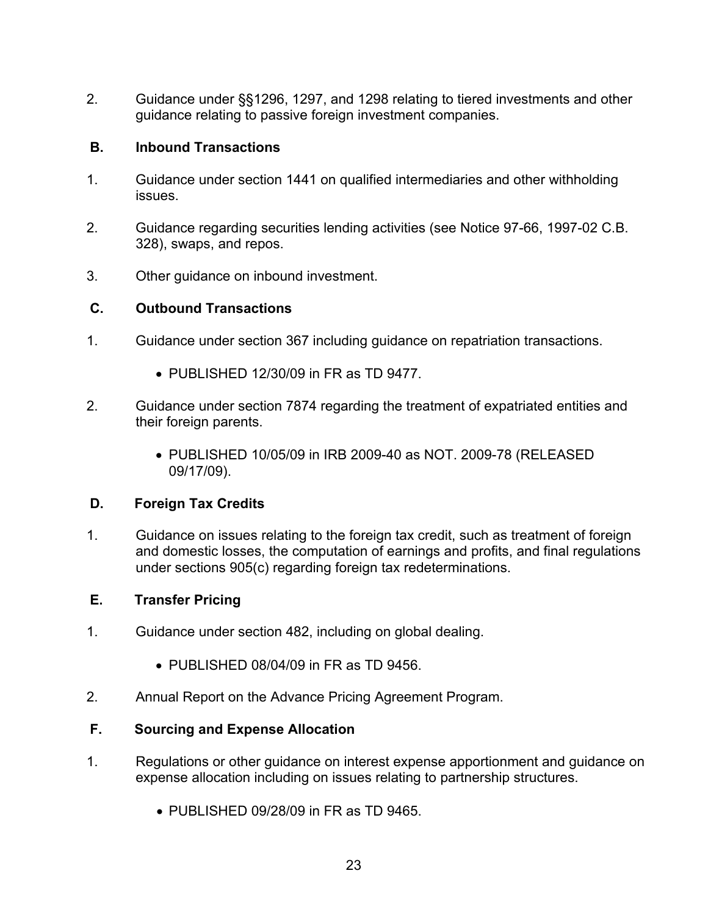2. Guidance under §§1296, 1297, and 1298 relating to tiered investments and other guidance relating to passive foreign investment companies.

### B. Inbound Transactions

1. Guidance under section 1441 on qualified intermediaries and other withholding issues.

2. Guidance regarding securities lending activities (see Notice 97-66, 1997-02 C.B. 328), swaps, and repos.

3. Other guidance on inbound investment.

### C. Outbound Transactions

1. Guidance under section 367 including guidance on repatriation transactions.

   - PUBLISHED 12/30/09 in FR as TD 9477.

2. Guidance under section 7874 regarding the treatment of expatriated entities and their foreign parents.

   - PUBLISHED 10/05/09 in IRB 2009-40 as NOT. 2009-78 (RELEASED 09/17/09).

### D. Foreign Tax Credits

1. Guidance on issues relating to the foreign tax credit, such as treatment of foreign and domestic losses, the computation of earnings and profits, and final regulations under sections 905(c) regarding foreign tax redeterminations.

### E. Transfer Pricing

1. Guidance under section 482, including on global dealing.

   - PUBLISHED 08/04/09 in FR as TD 9456.

2. Annual Report on the Advance Pricing Agreement Program.

### F. Sourcing and Expense Allocation

1. Regulations or other guidance on interest expense apportionment and guidance on expense allocation including on issues relating to partnership structures.

   - PUBLISHED 09/28/09 in FR as TD 9465.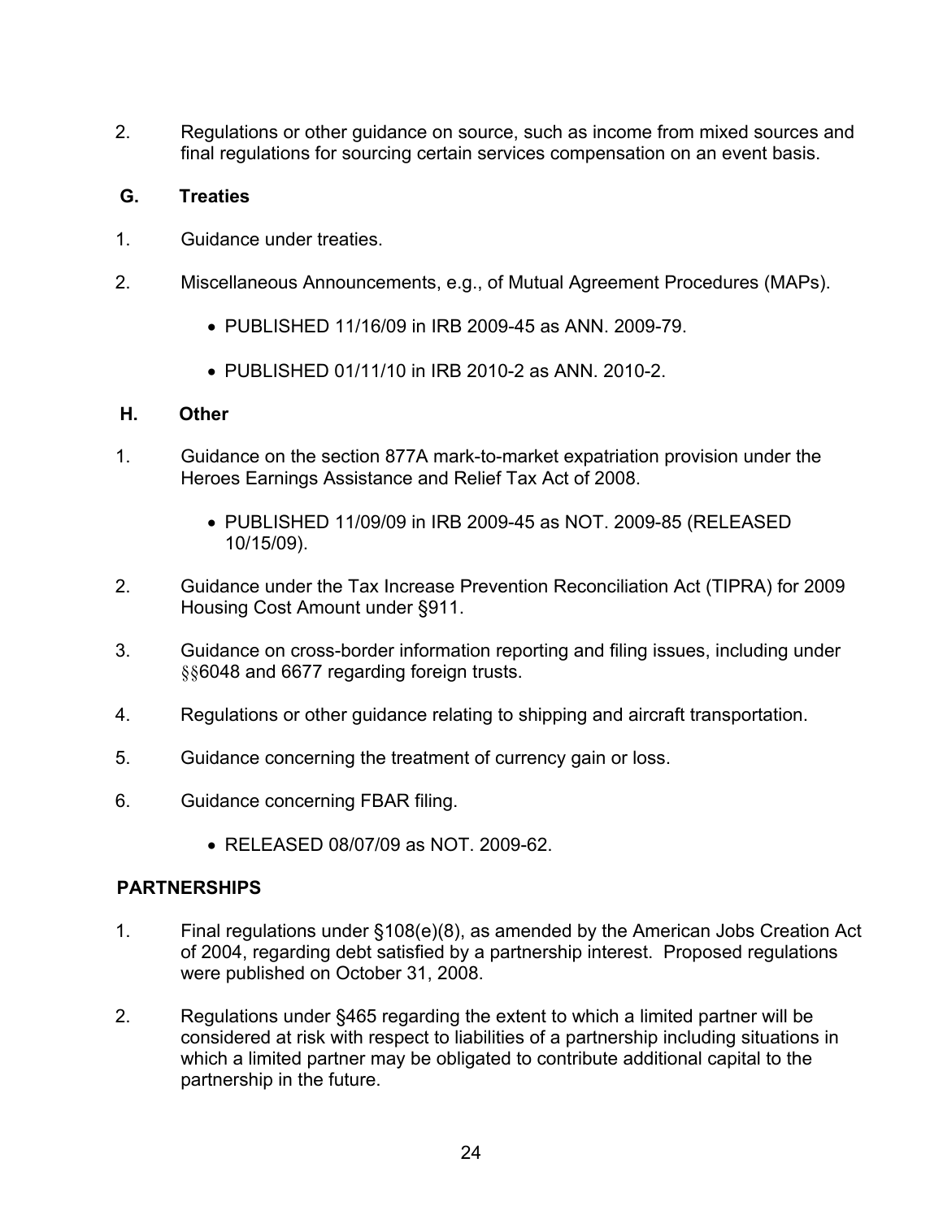2. Regulations or other guidance on source, such as income from mixed sources and final regulations for sourcing certain services compensation on an event basis.

### G. Treaties

1. Guidance under treaties.

2. Miscellaneous Announcements, e.g., of Mutual Agreement Procedures (MAPs).

   - PUBLISHED 11/16/09 in IRB 2009-45 as ANN. 2009-79.

   - PUBLISHED 01/11/10 in IRB 2010-2 as ANN. 2010-2.

### H. Other

1. Guidance on the section 877A mark-to-market expatriation provision under the Heroes Earnings Assistance and Relief Tax Act of 2008.

   - PUBLISHED 11/09/09 in IRB 2009-45 as NOT. 2009-85 (RELEASED 10/15/09).

2. Guidance under the Tax Increase Prevention Reconciliation Act (TIPRA) for 2009 Housing Cost Amount under §911.

3. Guidance on cross-border information reporting and filing issues, including under §§6048 and 6677 regarding foreign trusts.

4. Regulations or other guidance relating to shipping and aircraft transportation.

5. Guidance concerning the treatment of currency gain or loss.

6. Guidance concerning FBAR filing.

   - RELEASED 08/07/09 as NOT. 2009-62.

## PARTNERSHIPS

1. Final regulations under §108(e)(8), as amended by the American Jobs Creation Act of 2004, regarding debt satisfied by a partnership interest. Proposed regulations were published on October 31, 2008.

2. Regulations under §465 regarding the extent to which a limited partner will be considered at risk with respect to liabilities of a partnership including situations in which a limited partner may be obligated to contribute additional capital to the partnership in the future.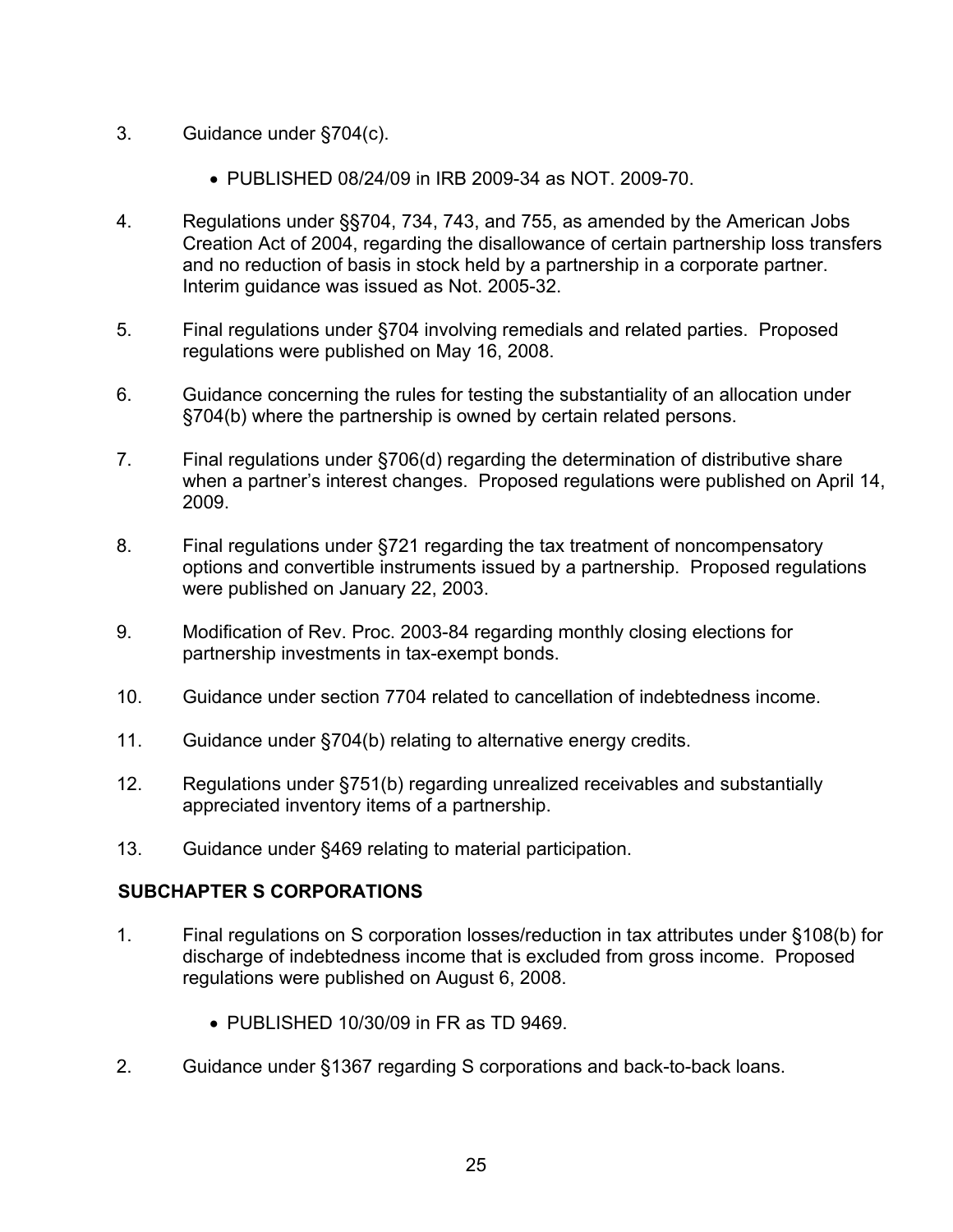3. Guidance under §704(c).

    - PUBLISHED 08/24/09 in IRB 2009-34 as NOT. 2009-70.

4. Regulations under §§704, 734, 743, and 755, as amended by the American Jobs Creation Act of 2004, regarding the disallowance of certain partnership loss transfers and no reduction of basis in stock held by a partnership in a corporate partner. Interim guidance was issued as Not. 2005-32.

5. Final regulations under §704 involving remedials and related parties. Proposed regulations were published on May 16, 2008.

6. Guidance concerning the rules for testing the substantiality of an allocation under §704(b) where the partnership is owned by certain related persons.

7. Final regulations under §706(d) regarding the determination of distributive share when a partner's interest changes. Proposed regulations were published on April 14, 2009.

8. Final regulations under §721 regarding the tax treatment of noncompensatory options and convertible instruments issued by a partnership. Proposed regulations were published on January 22, 2003.

9. Modification of Rev. Proc. 2003-84 regarding monthly closing elections for partnership investments in tax-exempt bonds.

10. Guidance under section 7704 related to cancellation of indebtedness income.

11. Guidance under §704(b) relating to alternative energy credits.

12. Regulations under §751(b) regarding unrealized receivables and substantially appreciated inventory items of a partnership.

13. Guidance under §469 relating to material participation.

**SUBCHAPTER S CORPORATIONS**

1. Final regulations on S corporation losses/reduction in tax attributes under §108(b) for discharge of indebtedness income that is excluded from gross income. Proposed regulations were published on August 6, 2008.

    - PUBLISHED 10/30/09 in FR as TD 9469.

2. Guidance under §1367 regarding S corporations and back-to-back loans.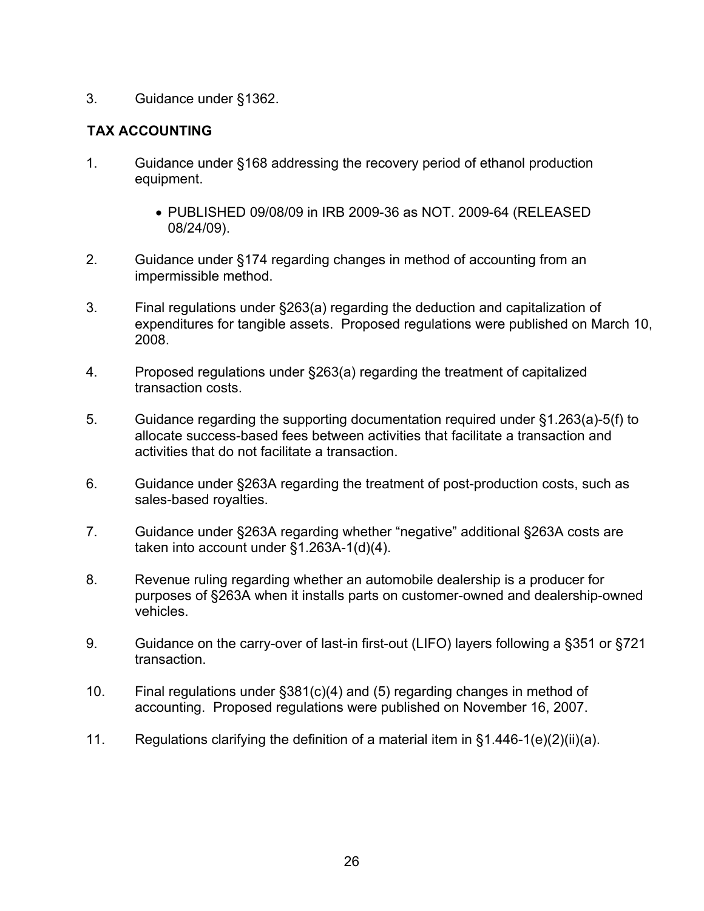3. Guidance under §1362.

**TAX ACCOUNTING**

1. Guidance under §168 addressing the recovery period of ethanol production equipment.

    - PUBLISHED 09/08/09 in IRB 2009-36 as NOT. 2009-64 (RELEASED 08/24/09).

2. Guidance under §174 regarding changes in method of accounting from an impermissible method.

3. Final regulations under §263(a) regarding the deduction and capitalization of expenditures for tangible assets. Proposed regulations were published on March 10, 2008.

4. Proposed regulations under §263(a) regarding the treatment of capitalized transaction costs.

5. Guidance regarding the supporting documentation required under §1.263(a)-5(f) to allocate success-based fees between activities that facilitate a transaction and activities that do not facilitate a transaction.

6. Guidance under §263A regarding the treatment of post-production costs, such as sales-based royalties.

7. Guidance under §263A regarding whether "negative" additional §263A costs are taken into account under §1.263A-1(d)(4).

8. Revenue ruling regarding whether an automobile dealership is a producer for purposes of §263A when it installs parts on customer-owned and dealership-owned vehicles.

9. Guidance on the carry-over of last-in first-out (LIFO) layers following a §351 or §721 transaction.

10. Final regulations under §381(c)(4) and (5) regarding changes in method of accounting. Proposed regulations were published on November 16, 2007.

11. Regulations clarifying the definition of a material item in §1.446-1(e)(2)(ii)(a).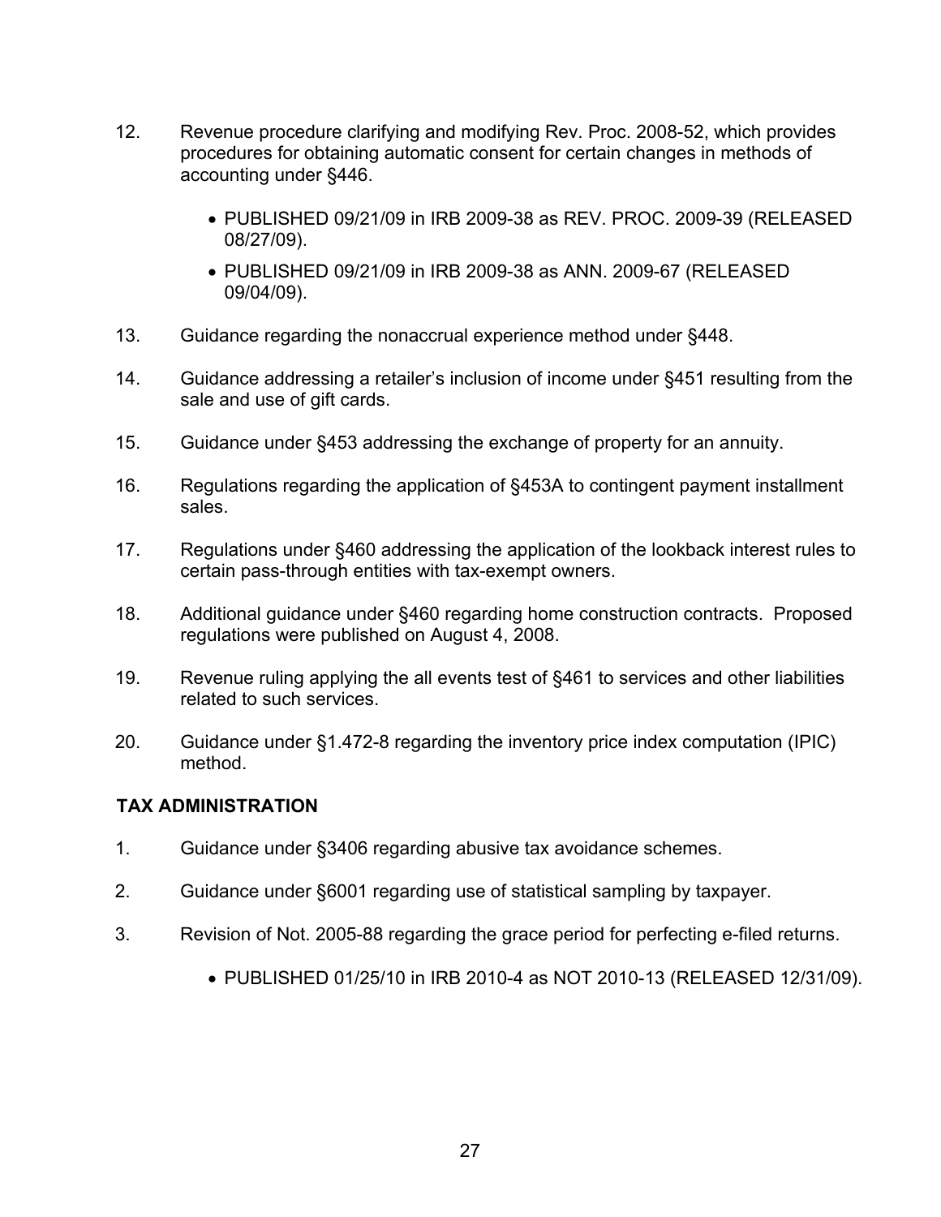12. Revenue procedure clarifying and modifying Rev. Proc. 2008-52, which provides procedures for obtaining automatic consent for certain changes in methods of accounting under §446.

    - PUBLISHED 09/21/09 in IRB 2009-38 as REV. PROC. 2009-39 (RELEASED 08/27/09).
    - PUBLISHED 09/21/09 in IRB 2009-38 as ANN. 2009-67 (RELEASED 09/04/09).

13. Guidance regarding the nonaccrual experience method under §448.

14. Guidance addressing a retailer's inclusion of income under §451 resulting from the sale and use of gift cards.

15. Guidance under §453 addressing the exchange of property for an annuity.

16. Regulations regarding the application of §453A to contingent payment installment sales.

17. Regulations under §460 addressing the application of the lookback interest rules to certain pass-through entities with tax-exempt owners.

18. Additional guidance under §460 regarding home construction contracts. Proposed regulations were published on August 4, 2008.

19. Revenue ruling applying the all events test of §461 to services and other liabilities related to such services.

20. Guidance under §1.472-8 regarding the inventory price index computation (IPIC) method.

**TAX ADMINISTRATION**

1. Guidance under §3406 regarding abusive tax avoidance schemes.

2. Guidance under §6001 regarding use of statistical sampling by taxpayer.

3. Revision of Not. 2005-88 regarding the grace period for perfecting e-filed returns.

    - PUBLISHED 01/25/10 in IRB 2010-4 as NOT 2010-13 (RELEASED 12/31/09).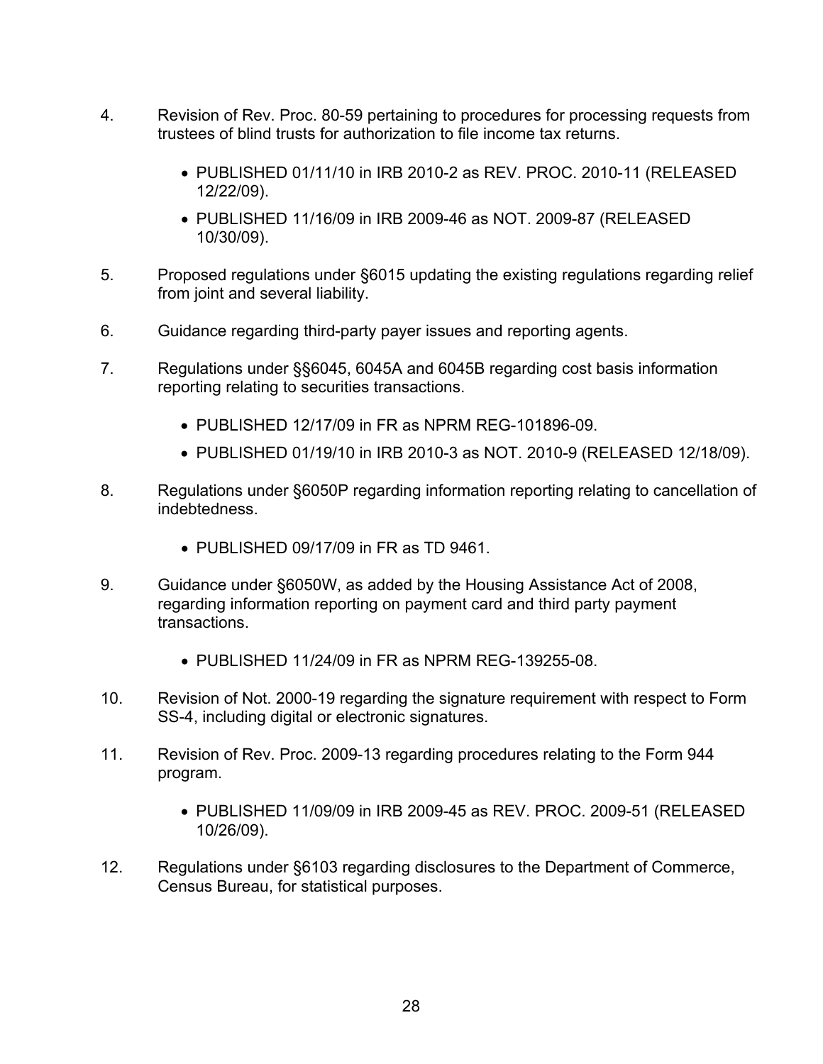4. Revision of Rev. Proc. 80-59 pertaining to procedures for processing requests from trustees of blind trusts for authorization to file income tax returns.

    - PUBLISHED 01/11/10 in IRB 2010-2 as REV. PROC. 2010-11 (RELEASED 12/22/09).
    - PUBLISHED 11/16/09 in IRB 2009-46 as NOT. 2009-87 (RELEASED 10/30/09).

5. Proposed regulations under §6015 updating the existing regulations regarding relief from joint and several liability.

6. Guidance regarding third-party payer issues and reporting agents.

7. Regulations under §§6045, 6045A and 6045B regarding cost basis information reporting relating to securities transactions.

    - PUBLISHED 12/17/09 in FR as NPRM REG-101896-09.
    - PUBLISHED 01/19/10 in IRB 2010-3 as NOT. 2010-9 (RELEASED 12/18/09).

8. Regulations under §6050P regarding information reporting relating to cancellation of indebtedness.

    - PUBLISHED 09/17/09 in FR as TD 9461.

9. Guidance under §6050W, as added by the Housing Assistance Act of 2008, regarding information reporting on payment card and third party payment transactions.

    - PUBLISHED 11/24/09 in FR as NPRM REG-139255-08.

10. Revision of Not. 2000-19 regarding the signature requirement with respect to Form SS-4, including digital or electronic signatures.

11. Revision of Rev. Proc. 2009-13 regarding procedures relating to the Form 944 program.

    - PUBLISHED 11/09/09 in IRB 2009-45 as REV. PROC. 2009-51 (RELEASED 10/26/09).

12. Regulations under §6103 regarding disclosures to the Department of Commerce, Census Bureau, for statistical purposes.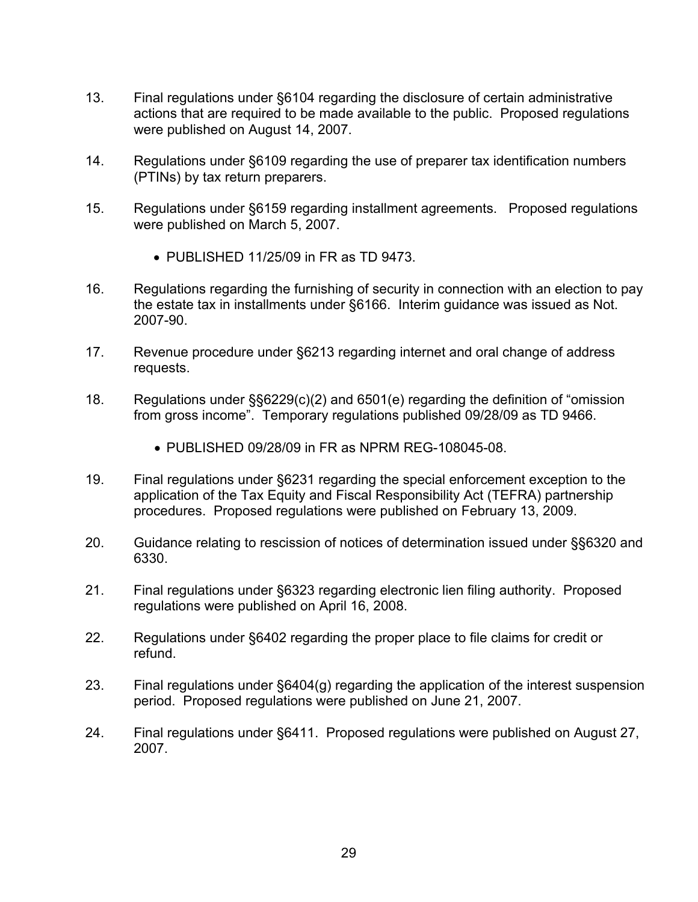13. Final regulations under §6104 regarding the disclosure of certain administrative actions that are required to be made available to the public. Proposed regulations were published on August 14, 2007.

14. Regulations under §6109 regarding the use of preparer tax identification numbers (PTINs) by tax return preparers.

15. Regulations under §6159 regarding installment agreements. Proposed regulations were published on March 5, 2007.

    - PUBLISHED 11/25/09 in FR as TD 9473.

16. Regulations regarding the furnishing of security in connection with an election to pay the estate tax in installments under §6166. Interim guidance was issued as Not. 2007-90.

17. Revenue procedure under §6213 regarding internet and oral change of address requests.

18. Regulations under §§6229(c)(2) and 6501(e) regarding the definition of "omission from gross income". Temporary regulations published 09/28/09 as TD 9466.

    - PUBLISHED 09/28/09 in FR as NPRM REG-108045-08.

19. Final regulations under §6231 regarding the special enforcement exception to the application of the Tax Equity and Fiscal Responsibility Act (TEFRA) partnership procedures. Proposed regulations were published on February 13, 2009.

20. Guidance relating to rescission of notices of determination issued under §§6320 and 6330.

21. Final regulations under §6323 regarding electronic lien filing authority. Proposed regulations were published on April 16, 2008.

22. Regulations under §6402 regarding the proper place to file claims for credit or refund.

23. Final regulations under §6404(g) regarding the application of the interest suspension period. Proposed regulations were published on June 21, 2007.

24. Final regulations under §6411. Proposed regulations were published on August 27, 2007.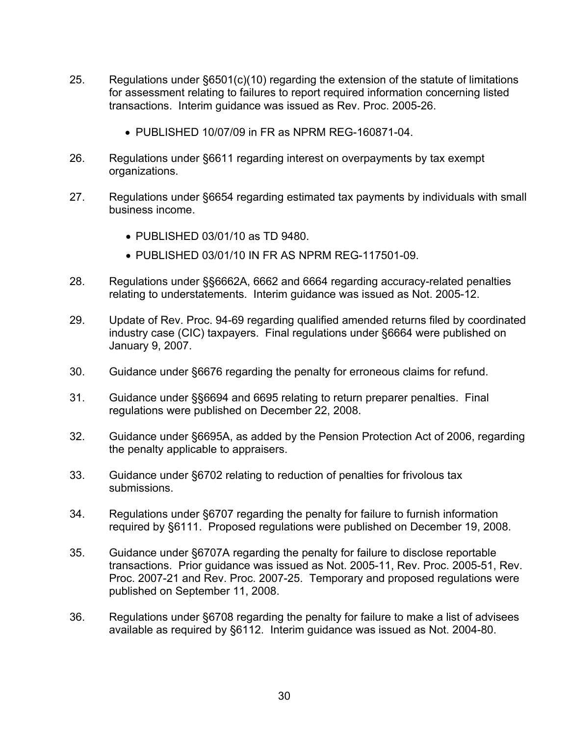25. Regulations under §6501(c)(10) regarding the extension of the statute of limitations for assessment relating to failures to report required information concerning listed transactions. Interim guidance was issued as Rev. Proc. 2005-26.

    - PUBLISHED 10/07/09 in FR as NPRM REG-160871-04.

26. Regulations under §6611 regarding interest on overpayments by tax exempt organizations.

27. Regulations under §6654 regarding estimated tax payments by individuals with small business income.

    - PUBLISHED 03/01/10 as TD 9480.
    - PUBLISHED 03/01/10 IN FR AS NPRM REG-117501-09.

28. Regulations under §§6662A, 6662 and 6664 regarding accuracy-related penalties relating to understatements. Interim guidance was issued as Not. 2005-12.

29. Update of Rev. Proc. 94-69 regarding qualified amended returns filed by coordinated industry case (CIC) taxpayers. Final regulations under §6664 were published on January 9, 2007.

30. Guidance under §6676 regarding the penalty for erroneous claims for refund.

31. Guidance under §§6694 and 6695 relating to return preparer penalties. Final regulations were published on December 22, 2008.

32. Guidance under §6695A, as added by the Pension Protection Act of 2006, regarding the penalty applicable to appraisers.

33. Guidance under §6702 relating to reduction of penalties for frivolous tax submissions.

34. Regulations under §6707 regarding the penalty for failure to furnish information required by §6111. Proposed regulations were published on December 19, 2008.

35. Guidance under §6707A regarding the penalty for failure to disclose reportable transactions. Prior guidance was issued as Not. 2005-11, Rev. Proc. 2005-51, Rev. Proc. 2007-21 and Rev. Proc. 2007-25. Temporary and proposed regulations were published on September 11, 2008.

36. Regulations under §6708 regarding the penalty for failure to make a list of advisees available as required by §6112. Interim guidance was issued as Not. 2004-80.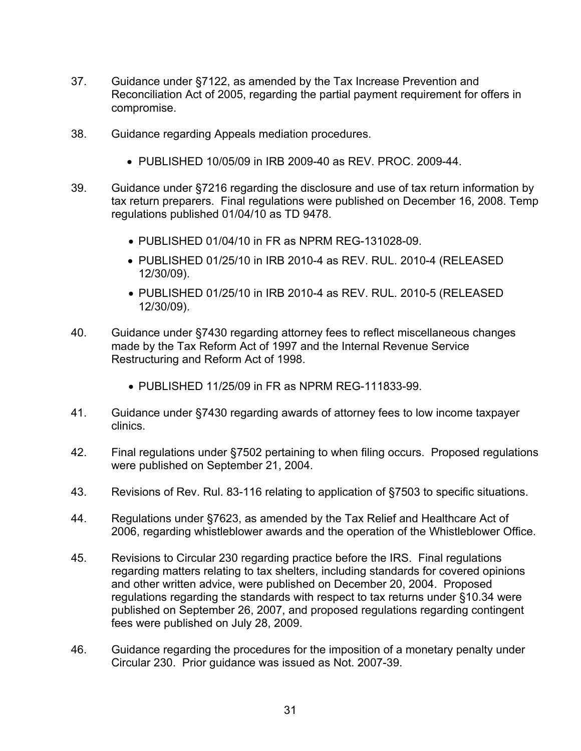37. Guidance under §7122, as amended by the Tax Increase Prevention and Reconciliation Act of 2005, regarding the partial payment requirement for offers in compromise.

38. Guidance regarding Appeals mediation procedures.

    - PUBLISHED 10/05/09 in IRB 2009-40 as REV. PROC. 2009-44.

39. Guidance under §7216 regarding the disclosure and use of tax return information by tax return preparers. Final regulations were published on December 16, 2008. Temp regulations published 01/04/10 as TD 9478.

    - PUBLISHED 01/04/10 in FR as NPRM REG-131028-09.
    - PUBLISHED 01/25/10 in IRB 2010-4 as REV. RUL. 2010-4 (RELEASED 12/30/09).
    - PUBLISHED 01/25/10 in IRB 2010-4 as REV. RUL. 2010-5 (RELEASED 12/30/09).

40. Guidance under §7430 regarding attorney fees to reflect miscellaneous changes made by the Tax Reform Act of 1997 and the Internal Revenue Service Restructuring and Reform Act of 1998.

    - PUBLISHED 11/25/09 in FR as NPRM REG-111833-99.

41. Guidance under §7430 regarding awards of attorney fees to low income taxpayer clinics.

42. Final regulations under §7502 pertaining to when filing occurs. Proposed regulations were published on September 21, 2004.

43. Revisions of Rev. Rul. 83-116 relating to application of §7503 to specific situations.

44. Regulations under §7623, as amended by the Tax Relief and Healthcare Act of 2006, regarding whistleblower awards and the operation of the Whistleblower Office.

45. Revisions to Circular 230 regarding practice before the IRS. Final regulations regarding matters relating to tax shelters, including standards for covered opinions and other written advice, were published on December 20, 2004. Proposed regulations regarding the standards with respect to tax returns under §10.34 were published on September 26, 2007, and proposed regulations regarding contingent fees were published on July 28, 2009.

46. Guidance regarding the procedures for the imposition of a monetary penalty under Circular 230. Prior guidance was issued as Not. 2007-39.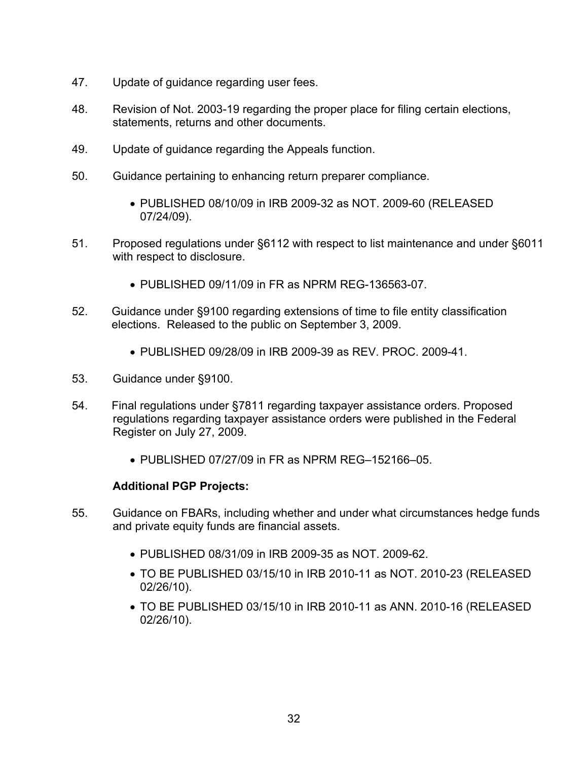47. Update of guidance regarding user fees.

48. Revision of Not. 2003-19 regarding the proper place for filing certain elections, statements, returns and other documents.

49. Update of guidance regarding the Appeals function.

50. Guidance pertaining to enhancing return preparer compliance.

    - PUBLISHED 08/10/09 in IRB 2009-32 as NOT. 2009-60 (RELEASED 07/24/09).

51. Proposed regulations under §6112 with respect to list maintenance and under §6011 with respect to disclosure.

    - PUBLISHED 09/11/09 in FR as NPRM REG-136563-07.

52. Guidance under §9100 regarding extensions of time to file entity classification elections. Released to the public on September 3, 2009.

    - PUBLISHED 09/28/09 in IRB 2009-39 as REV. PROC. 2009-41.

53. Guidance under §9100.

54. Final regulations under §7811 regarding taxpayer assistance orders. Proposed regulations regarding taxpayer assistance orders were published in the Federal Register on July 27, 2009.

    - PUBLISHED 07/27/09 in FR as NPRM REG–152166–05.

**Additional PGP Projects:**

55. Guidance on FBARs, including whether and under what circumstances hedge funds and private equity funds are financial assets.

    - PUBLISHED 08/31/09 in IRB 2009-35 as NOT. 2009-62.
    - TO BE PUBLISHED 03/15/10 in IRB 2010-11 as NOT. 2010-23 (RELEASED 02/26/10).
    - TO BE PUBLISHED 03/15/10 in IRB 2010-11 as ANN. 2010-16 (RELEASED 02/26/10).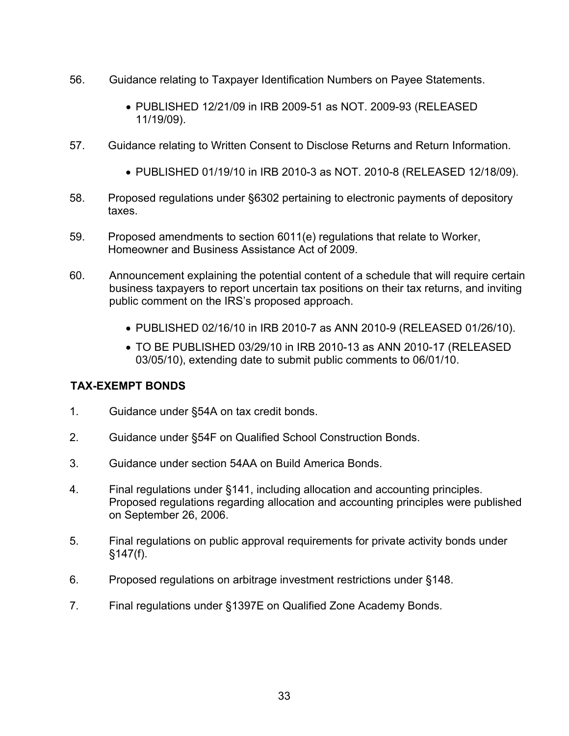56. Guidance relating to Taxpayer Identification Numbers on Payee Statements.

    - PUBLISHED 12/21/09 in IRB 2009-51 as NOT. 2009-93 (RELEASED 11/19/09).

57. Guidance relating to Written Consent to Disclose Returns and Return Information.

    - PUBLISHED 01/19/10 in IRB 2010-3 as NOT. 2010-8 (RELEASED 12/18/09).

58. Proposed regulations under §6302 pertaining to electronic payments of depository taxes.

59. Proposed amendments to section 6011(e) regulations that relate to Worker, Homeowner and Business Assistance Act of 2009.

60. Announcement explaining the potential content of a schedule that will require certain business taxpayers to report uncertain tax positions on their tax returns, and inviting public comment on the IRS's proposed approach.

    - PUBLISHED 02/16/10 in IRB 2010-7 as ANN 2010-9 (RELEASED 01/26/10).
    - TO BE PUBLISHED 03/29/10 in IRB 2010-13 as ANN 2010-17 (RELEASED 03/05/10), extending date to submit public comments to 06/01/10.

**TAX-EXEMPT BONDS**

1. Guidance under §54A on tax credit bonds.

2. Guidance under §54F on Qualified School Construction Bonds.

3. Guidance under section 54AA on Build America Bonds.

4. Final regulations under §141, including allocation and accounting principles. Proposed regulations regarding allocation and accounting principles were published on September 26, 2006.

5. Final regulations on public approval requirements for private activity bonds under §147(f).

6. Proposed regulations on arbitrage investment restrictions under §148.

7. Final regulations under §1397E on Qualified Zone Academy Bonds.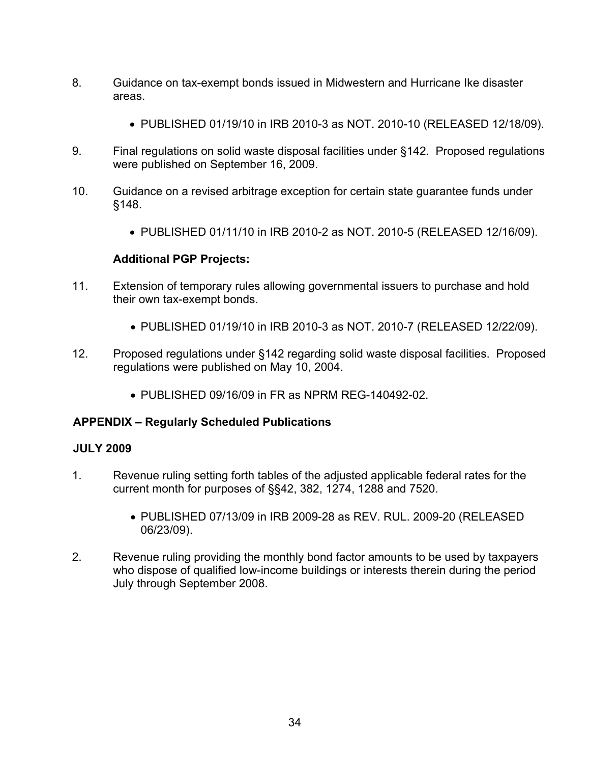8. Guidance on tax-exempt bonds issued in Midwestern and Hurricane Ike disaster areas.

   - PUBLISHED 01/19/10 in IRB 2010-3 as NOT. 2010-10 (RELEASED 12/18/09).

9. Final regulations on solid waste disposal facilities under §142. Proposed regulations were published on September 16, 2009.

10. Guidance on a revised arbitrage exception for certain state guarantee funds under §148.

    - PUBLISHED 01/11/10 in IRB 2010-2 as NOT. 2010-5 (RELEASED 12/16/09).

**Additional PGP Projects:**

11. Extension of temporary rules allowing governmental issuers to purchase and hold their own tax-exempt bonds.

    - PUBLISHED 01/19/10 in IRB 2010-3 as NOT. 2010-7 (RELEASED 12/22/09).

12. Proposed regulations under §142 regarding solid waste disposal facilities. Proposed regulations were published on May 10, 2004.

    - PUBLISHED 09/16/09 in FR as NPRM REG-140492-02.

**APPENDIX – Regularly Scheduled Publications**

**JULY 2009**

1. Revenue ruling setting forth tables of the adjusted applicable federal rates for the current month for purposes of §§42, 382, 1274, 1288 and 7520.

   - PUBLISHED 07/13/09 in IRB 2009-28 as REV. RUL. 2009-20 (RELEASED 06/23/09).

2. Revenue ruling providing the monthly bond factor amounts to be used by taxpayers who dispose of qualified low-income buildings or interests therein during the period July through September 2008.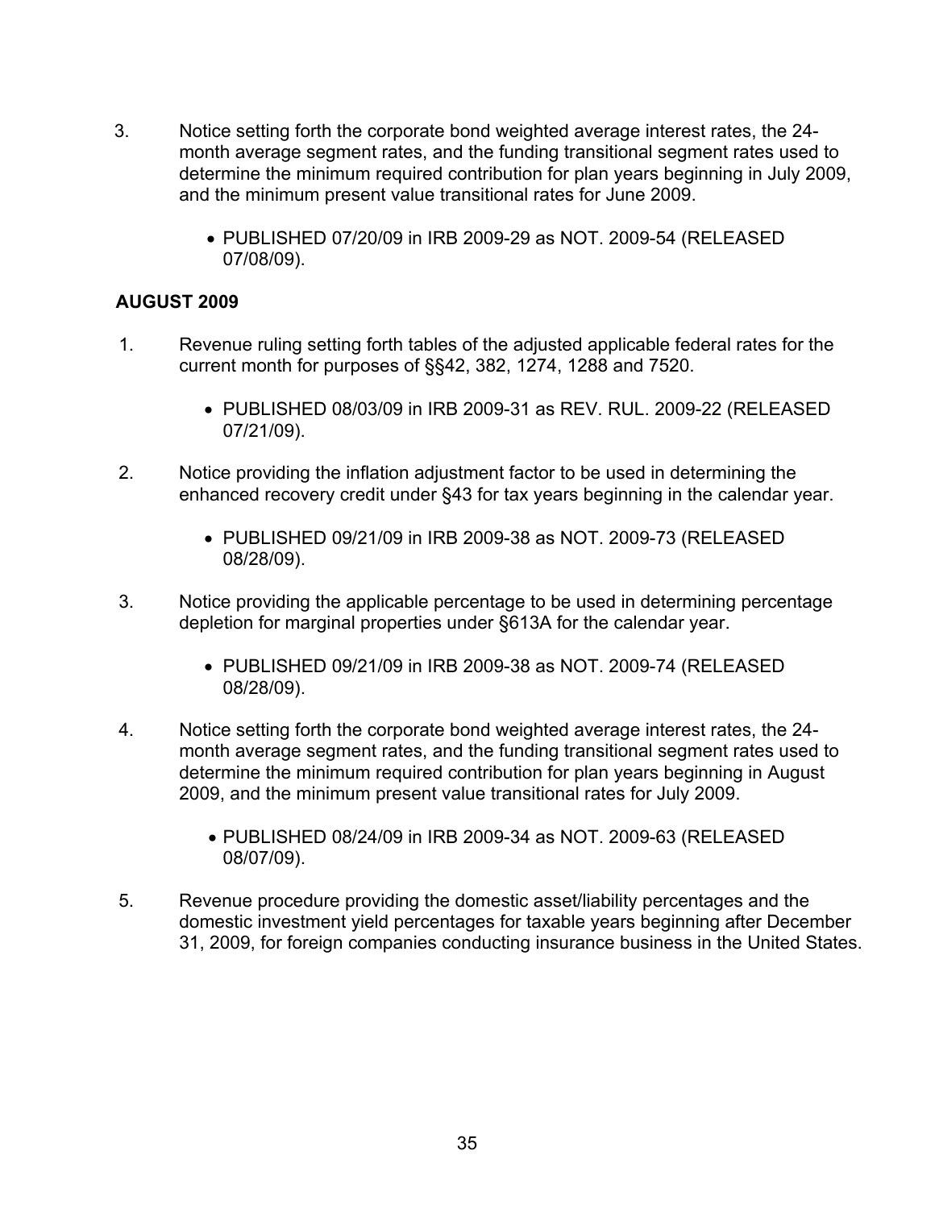3. Notice setting forth the corporate bond weighted average interest rates, the 24-month average segment rates, and the funding transitional segment rates used to determine the minimum required contribution for plan years beginning in July 2009, and the minimum present value transitional rates for June 2009.

    - PUBLISHED 07/20/09 in IRB 2009-29 as NOT. 2009-54 (RELEASED 07/08/09).

**AUGUST 2009**

1. Revenue ruling setting forth tables of the adjusted applicable federal rates for the current month for purposes of §§42, 382, 1274, 1288 and 7520.

    - PUBLISHED 08/03/09 in IRB 2009-31 as REV. RUL. 2009-22 (RELEASED 07/21/09).

2. Notice providing the inflation adjustment factor to be used in determining the enhanced recovery credit under §43 for tax years beginning in the calendar year.

    - PUBLISHED 09/21/09 in IRB 2009-38 as NOT. 2009-73 (RELEASED 08/28/09).

3. Notice providing the applicable percentage to be used in determining percentage depletion for marginal properties under §613A for the calendar year.

    - PUBLISHED 09/21/09 in IRB 2009-38 as NOT. 2009-74 (RELEASED 08/28/09).

4. Notice setting forth the corporate bond weighted average interest rates, the 24-month average segment rates, and the funding transitional segment rates used to determine the minimum required contribution for plan years beginning in August 2009, and the minimum present value transitional rates for July 2009.

    - PUBLISHED 08/24/09 in IRB 2009-34 as NOT. 2009-63 (RELEASED 08/07/09).

5. Revenue procedure providing the domestic asset/liability percentages and the domestic investment yield percentages for taxable years beginning after December 31, 2009, for foreign companies conducting insurance business in the United States.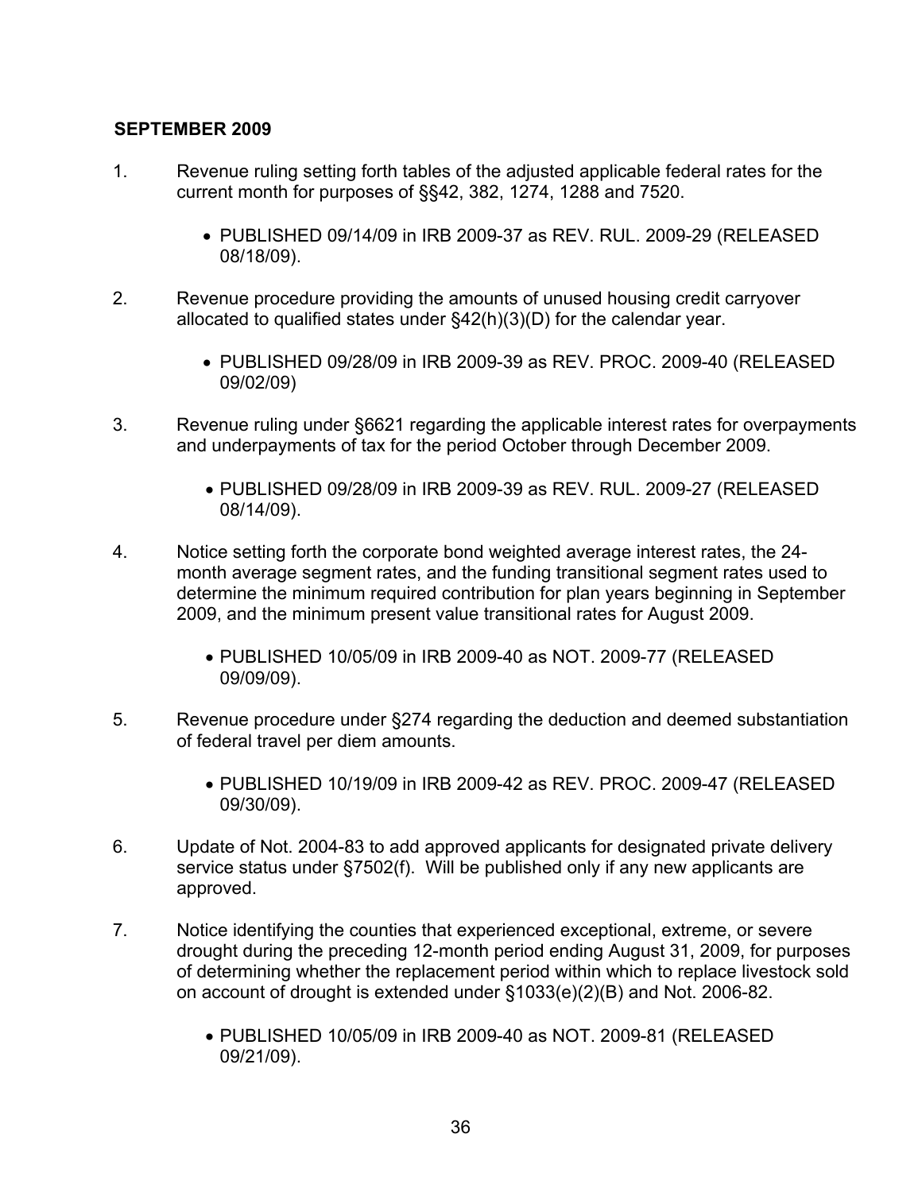**SEPTEMBER 2009**

1. Revenue ruling setting forth tables of the adjusted applicable federal rates for the current month for purposes of §§42, 382, 1274, 1288 and 7520.

    - PUBLISHED 09/14/09 in IRB 2009-37 as REV. RUL. 2009-29 (RELEASED 08/18/09).

2. Revenue procedure providing the amounts of unused housing credit carryover allocated to qualified states under §42(h)(3)(D) for the calendar year.

    - PUBLISHED 09/28/09 in IRB 2009-39 as REV. PROC. 2009-40 (RELEASED 09/02/09)

3. Revenue ruling under §6621 regarding the applicable interest rates for overpayments and underpayments of tax for the period October through December 2009.

    - PUBLISHED 09/28/09 in IRB 2009-39 as REV. RUL. 2009-27 (RELEASED 08/14/09).

4. Notice setting forth the corporate bond weighted average interest rates, the 24-month average segment rates, and the funding transitional segment rates used to determine the minimum required contribution for plan years beginning in September 2009, and the minimum present value transitional rates for August 2009.

    - PUBLISHED 10/05/09 in IRB 2009-40 as NOT. 2009-77 (RELEASED 09/09/09).

5. Revenue procedure under §274 regarding the deduction and deemed substantiation of federal travel per diem amounts.

    - PUBLISHED 10/19/09 in IRB 2009-42 as REV. PROC. 2009-47 (RELEASED 09/30/09).

6. Update of Not. 2004-83 to add approved applicants for designated private delivery service status under §7502(f). Will be published only if any new applicants are approved.

7. Notice identifying the counties that experienced exceptional, extreme, or severe drought during the preceding 12-month period ending August 31, 2009, for purposes of determining whether the replacement period within which to replace livestock sold on account of drought is extended under §1033(e)(2)(B) and Not. 2006-82.

    - PUBLISHED 10/05/09 in IRB 2009-40 as NOT. 2009-81 (RELEASED 09/21/09).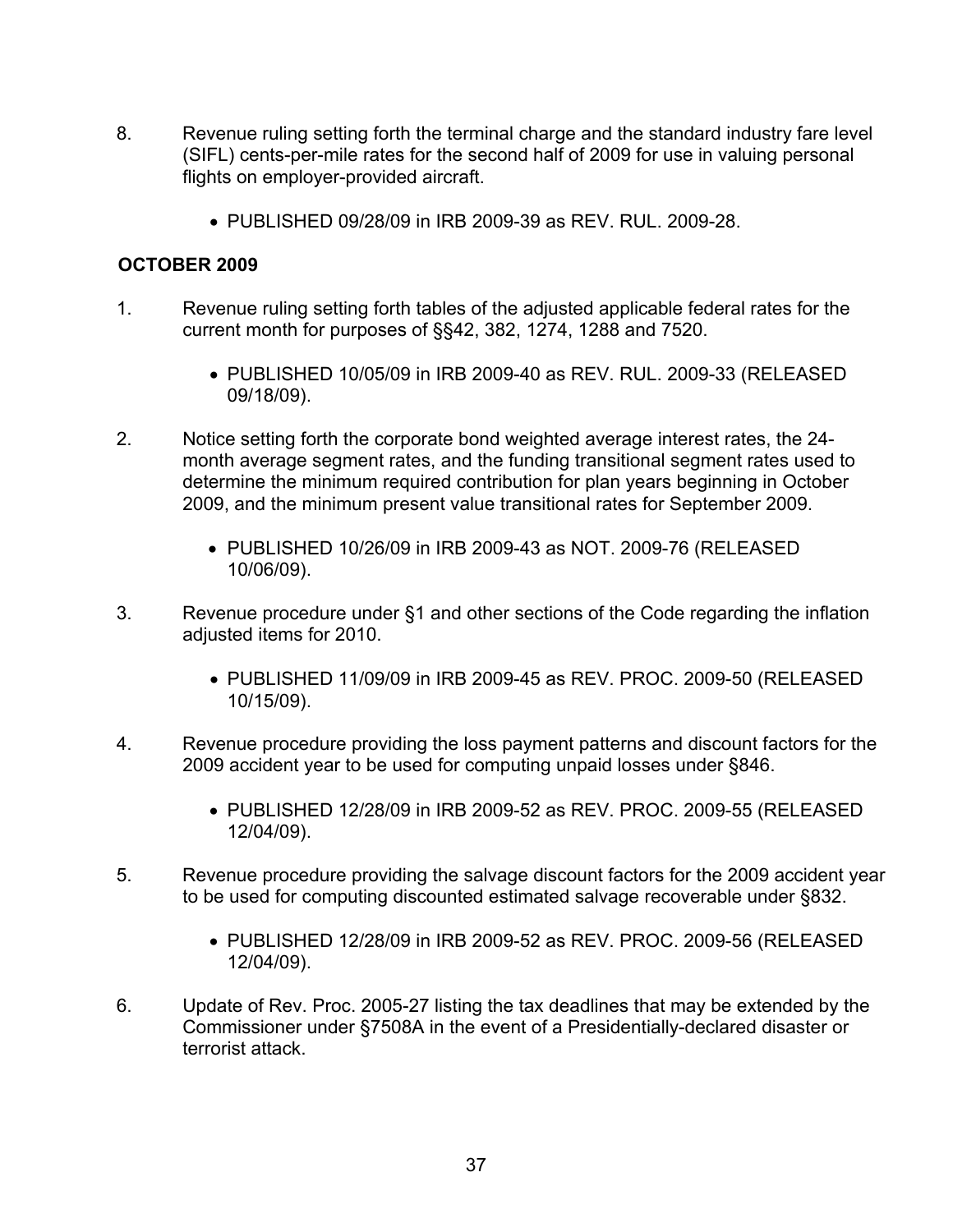8. Revenue ruling setting forth the terminal charge and the standard industry fare level (SIFL) cents-per-mile rates for the second half of 2009 for use in valuing personal flights on employer-provided aircraft.

   - PUBLISHED 09/28/09 in IRB 2009-39 as REV. RUL. 2009-28.

**OCTOBER 2009**

1. Revenue ruling setting forth tables of the adjusted applicable federal rates for the current month for purposes of §§42, 382, 1274, 1288 and 7520.

   - PUBLISHED 10/05/09 in IRB 2009-40 as REV. RUL. 2009-33 (RELEASED 09/18/09).

2. Notice setting forth the corporate bond weighted average interest rates, the 24-month average segment rates, and the funding transitional segment rates used to determine the minimum required contribution for plan years beginning in October 2009, and the minimum present value transitional rates for September 2009.

   - PUBLISHED 10/26/09 in IRB 2009-43 as NOT. 2009-76 (RELEASED 10/06/09).

3. Revenue procedure under §1 and other sections of the Code regarding the inflation adjusted items for 2010.

   - PUBLISHED 11/09/09 in IRB 2009-45 as REV. PROC. 2009-50 (RELEASED 10/15/09).

4. Revenue procedure providing the loss payment patterns and discount factors for the 2009 accident year to be used for computing unpaid losses under §846.

   - PUBLISHED 12/28/09 in IRB 2009-52 as REV. PROC. 2009-55 (RELEASED 12/04/09).

5. Revenue procedure providing the salvage discount factors for the 2009 accident year to be used for computing discounted estimated salvage recoverable under §832.

   - PUBLISHED 12/28/09 in IRB 2009-52 as REV. PROC. 2009-56 (RELEASED 12/04/09).

6. Update of Rev. Proc. 2005-27 listing the tax deadlines that may be extended by the Commissioner under §7508A in the event of a Presidentially-declared disaster or terrorist attack.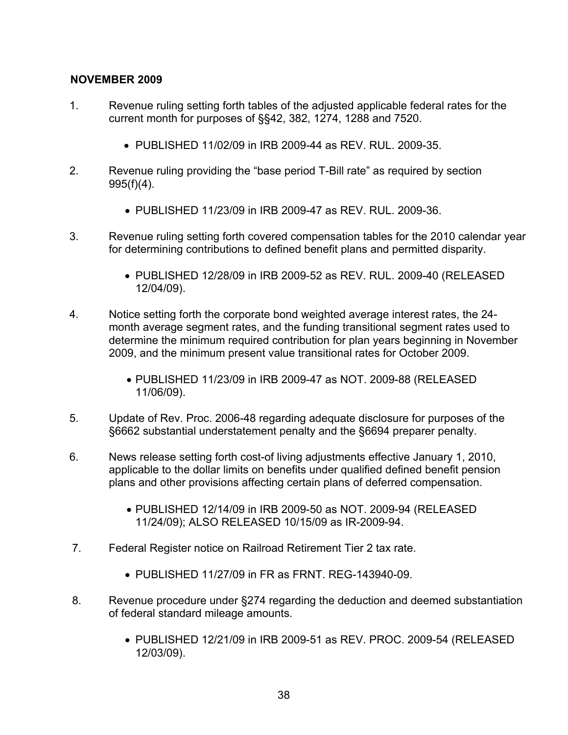**NOVEMBER 2009**

1. Revenue ruling setting forth tables of the adjusted applicable federal rates for the current month for purposes of §§42, 382, 1274, 1288 and 7520.

    - PUBLISHED 11/02/09 in IRB 2009-44 as REV. RUL. 2009-35.

2. Revenue ruling providing the "base period T-Bill rate" as required by section 995(f)(4).

    - PUBLISHED 11/23/09 in IRB 2009-47 as REV. RUL. 2009-36.

3. Revenue ruling setting forth covered compensation tables for the 2010 calendar year for determining contributions to defined benefit plans and permitted disparity.

    - PUBLISHED 12/28/09 in IRB 2009-52 as REV. RUL. 2009-40 (RELEASED 12/04/09).

4. Notice setting forth the corporate bond weighted average interest rates, the 24-month average segment rates, and the funding transitional segment rates used to determine the minimum required contribution for plan years beginning in November 2009, and the minimum present value transitional rates for October 2009.

    - PUBLISHED 11/23/09 in IRB 2009-47 as NOT. 2009-88 (RELEASED 11/06/09).

5. Update of Rev. Proc. 2006-48 regarding adequate disclosure for purposes of the §6662 substantial understatement penalty and the §6694 preparer penalty.

6. News release setting forth cost-of living adjustments effective January 1, 2010, applicable to the dollar limits on benefits under qualified defined benefit pension plans and other provisions affecting certain plans of deferred compensation.

    - PUBLISHED 12/14/09 in IRB 2009-50 as NOT. 2009-94 (RELEASED 11/24/09); ALSO RELEASED 10/15/09 as IR-2009-94.

7. Federal Register notice on Railroad Retirement Tier 2 tax rate.

    - PUBLISHED 11/27/09 in FR as FRNT. REG-143940-09.

8. Revenue procedure under §274 regarding the deduction and deemed substantiation of federal standard mileage amounts.

    - PUBLISHED 12/21/09 in IRB 2009-51 as REV. PROC. 2009-54 (RELEASED 12/03/09).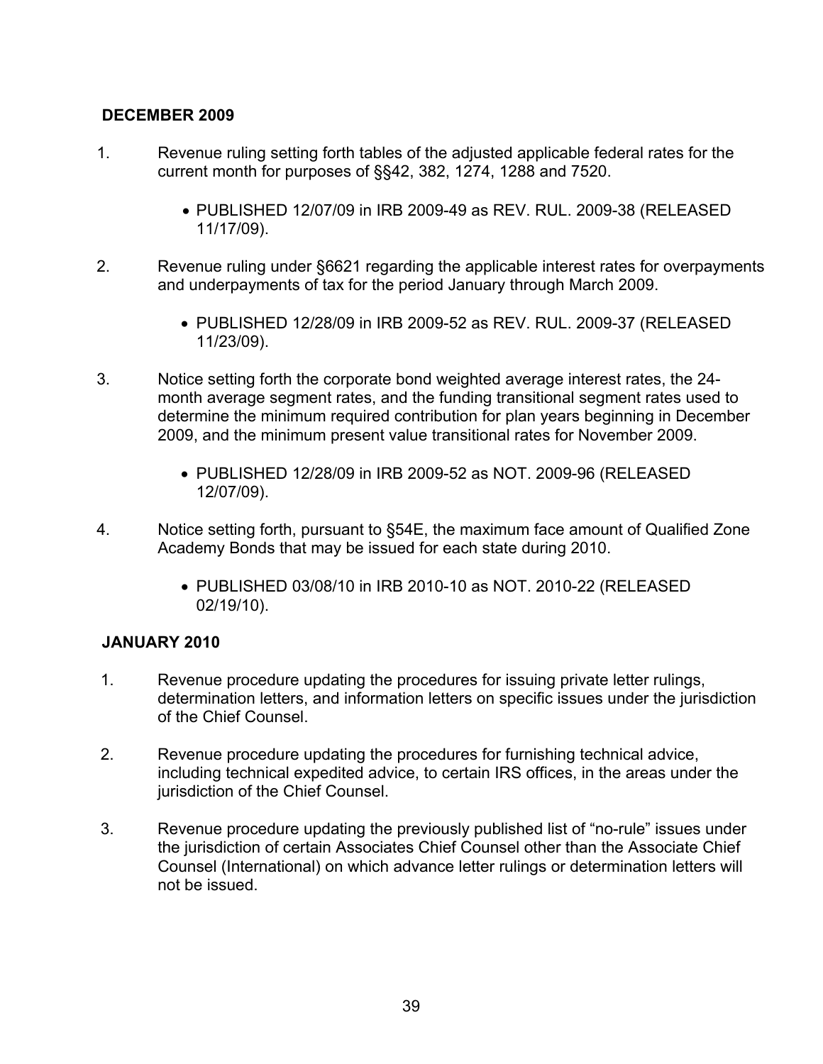**DECEMBER 2009**

1. Revenue ruling setting forth tables of the adjusted applicable federal rates for the current month for purposes of §§42, 382, 1274, 1288 and 7520.

    - PUBLISHED 12/07/09 in IRB 2009-49 as REV. RUL. 2009-38 (RELEASED 11/17/09).

2. Revenue ruling under §6621 regarding the applicable interest rates for overpayments and underpayments of tax for the period January through March 2009.

    - PUBLISHED 12/28/09 in IRB 2009-52 as REV. RUL. 2009-37 (RELEASED 11/23/09).

3. Notice setting forth the corporate bond weighted average interest rates, the 24-month average segment rates, and the funding transitional segment rates used to determine the minimum required contribution for plan years beginning in December 2009, and the minimum present value transitional rates for November 2009.

    - PUBLISHED 12/28/09 in IRB 2009-52 as NOT. 2009-96 (RELEASED 12/07/09).

4. Notice setting forth, pursuant to §54E, the maximum face amount of Qualified Zone Academy Bonds that may be issued for each state during 2010.

    - PUBLISHED 03/08/10 in IRB 2010-10 as NOT. 2010-22 (RELEASED 02/19/10).

**JANUARY 2010**

1. Revenue procedure updating the procedures for issuing private letter rulings, determination letters, and information letters on specific issues under the jurisdiction of the Chief Counsel.

2. Revenue procedure updating the procedures for furnishing technical advice, including technical expedited advice, to certain IRS offices, in the areas under the jurisdiction of the Chief Counsel.

3. Revenue procedure updating the previously published list of "no-rule" issues under the jurisdiction of certain Associates Chief Counsel other than the Associate Chief Counsel (International) on which advance letter rulings or determination letters will not be issued.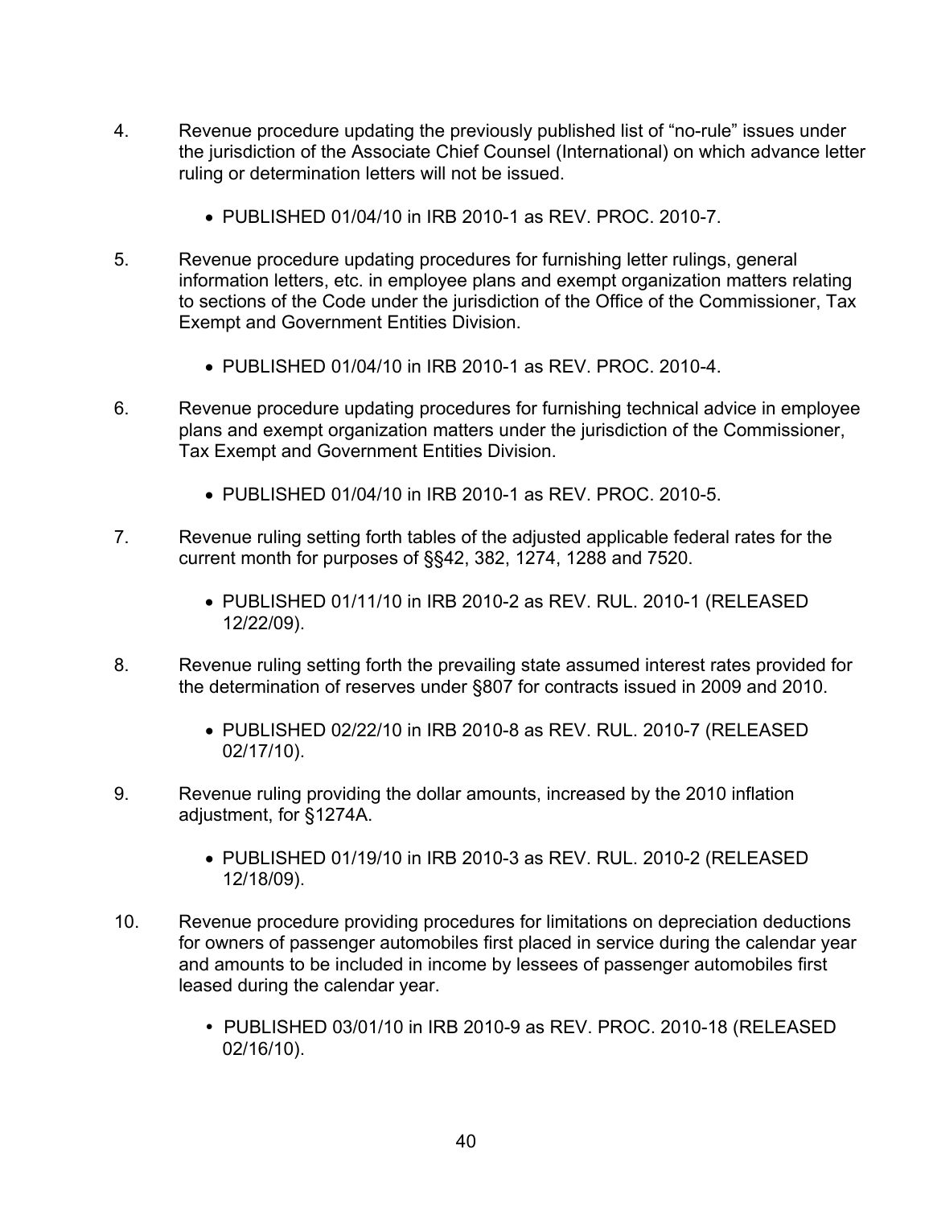4. Revenue procedure updating the previously published list of "no-rule" issues under the jurisdiction of the Associate Chief Counsel (International) on which advance letter ruling or determination letters will not be issued.

    - PUBLISHED 01/04/10 in IRB 2010-1 as REV. PROC. 2010-7.

5. Revenue procedure updating procedures for furnishing letter rulings, general information letters, etc. in employee plans and exempt organization matters relating to sections of the Code under the jurisdiction of the Office of the Commissioner, Tax Exempt and Government Entities Division.

    - PUBLISHED 01/04/10 in IRB 2010-1 as REV. PROC. 2010-4.

6. Revenue procedure updating procedures for furnishing technical advice in employee plans and exempt organization matters under the jurisdiction of the Commissioner, Tax Exempt and Government Entities Division.

    - PUBLISHED 01/04/10 in IRB 2010-1 as REV. PROC. 2010-5.

7. Revenue ruling setting forth tables of the adjusted applicable federal rates for the current month for purposes of §§42, 382, 1274, 1288 and 7520.

    - PUBLISHED 01/11/10 in IRB 2010-2 as REV. RUL. 2010-1 (RELEASED 12/22/09).

8. Revenue ruling setting forth the prevailing state assumed interest rates provided for the determination of reserves under §807 for contracts issued in 2009 and 2010.

    - PUBLISHED 02/22/10 in IRB 2010-8 as REV. RUL. 2010-7 (RELEASED 02/17/10).

9. Revenue ruling providing the dollar amounts, increased by the 2010 inflation adjustment, for §1274A.

    - PUBLISHED 01/19/10 in IRB 2010-3 as REV. RUL. 2010-2 (RELEASED 12/18/09).

10. Revenue procedure providing procedures for limitations on depreciation deductions for owners of passenger automobiles first placed in service during the calendar year and amounts to be included in income by lessees of passenger automobiles first leased during the calendar year.

    - PUBLISHED 03/01/10 in IRB 2010-9 as REV. PROC. 2010-18 (RELEASED 02/16/10).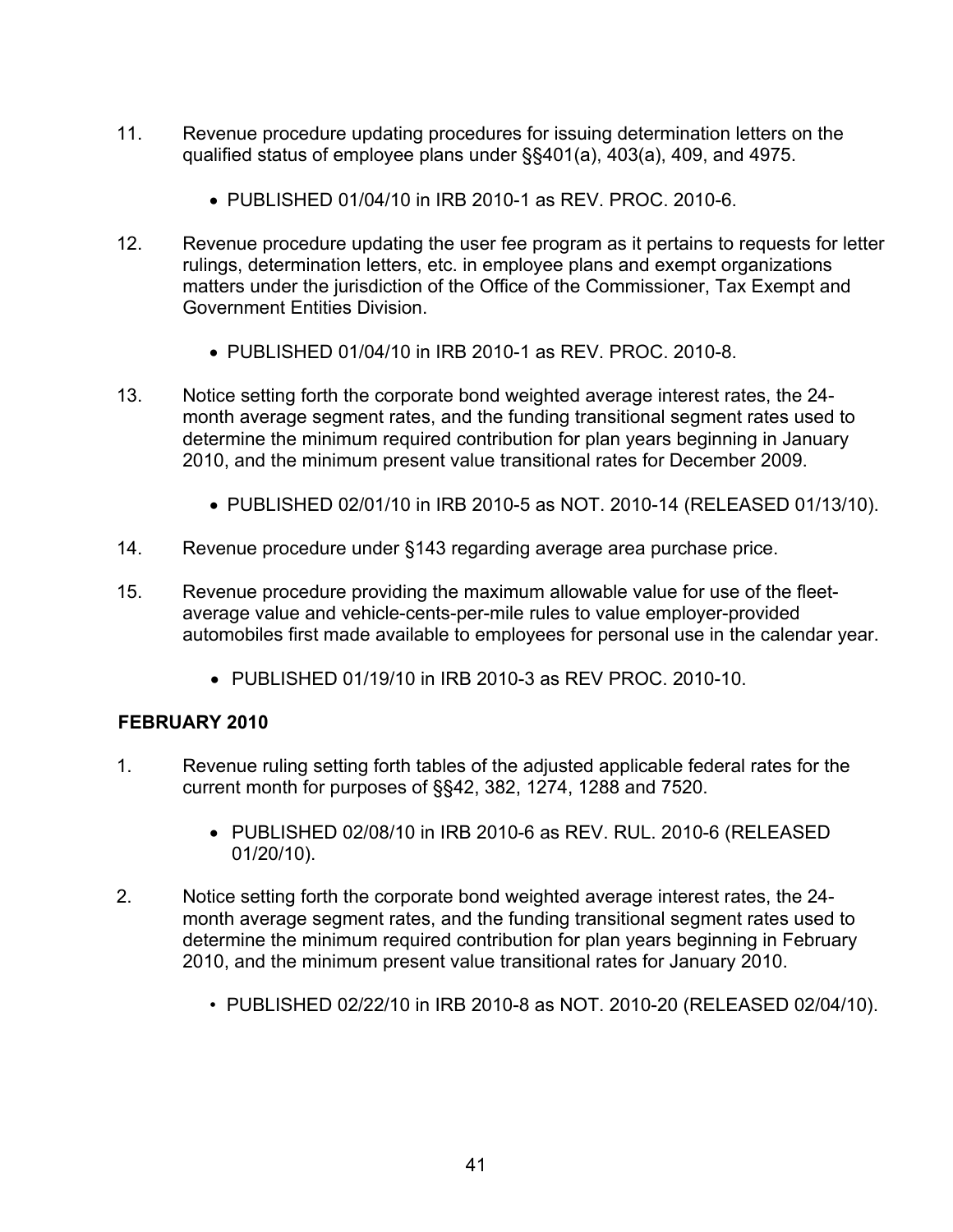11. Revenue procedure updating procedures for issuing determination letters on the qualified status of employee plans under §§401(a), 403(a), 409, and 4975.

    - PUBLISHED 01/04/10 in IRB 2010-1 as REV. PROC. 2010-6.

12. Revenue procedure updating the user fee program as it pertains to requests for letter rulings, determination letters, etc. in employee plans and exempt organizations matters under the jurisdiction of the Office of the Commissioner, Tax Exempt and Government Entities Division.

    - PUBLISHED 01/04/10 in IRB 2010-1 as REV. PROC. 2010-8.

13. Notice setting forth the corporate bond weighted average interest rates, the 24-month average segment rates, and the funding transitional segment rates used to determine the minimum required contribution for plan years beginning in January 2010, and the minimum present value transitional rates for December 2009.

    - PUBLISHED 02/01/10 in IRB 2010-5 as NOT. 2010-14 (RELEASED 01/13/10).

14. Revenue procedure under §143 regarding average area purchase price.

15. Revenue procedure providing the maximum allowable value for use of the fleet-average value and vehicle-cents-per-mile rules to value employer-provided automobiles first made available to employees for personal use in the calendar year.

    - PUBLISHED 01/19/10 in IRB 2010-3 as REV PROC. 2010-10.

**FEBRUARY 2010**

1. Revenue ruling setting forth tables of the adjusted applicable federal rates for the current month for purposes of §§42, 382, 1274, 1288 and 7520.

    - PUBLISHED 02/08/10 in IRB 2010-6 as REV. RUL. 2010-6 (RELEASED 01/20/10).

2. Notice setting forth the corporate bond weighted average interest rates, the 24-month average segment rates, and the funding transitional segment rates used to determine the minimum required contribution for plan years beginning in February 2010, and the minimum present value transitional rates for January 2010.

    - PUBLISHED 02/22/10 in IRB 2010-8 as NOT. 2010-20 (RELEASED 02/04/10).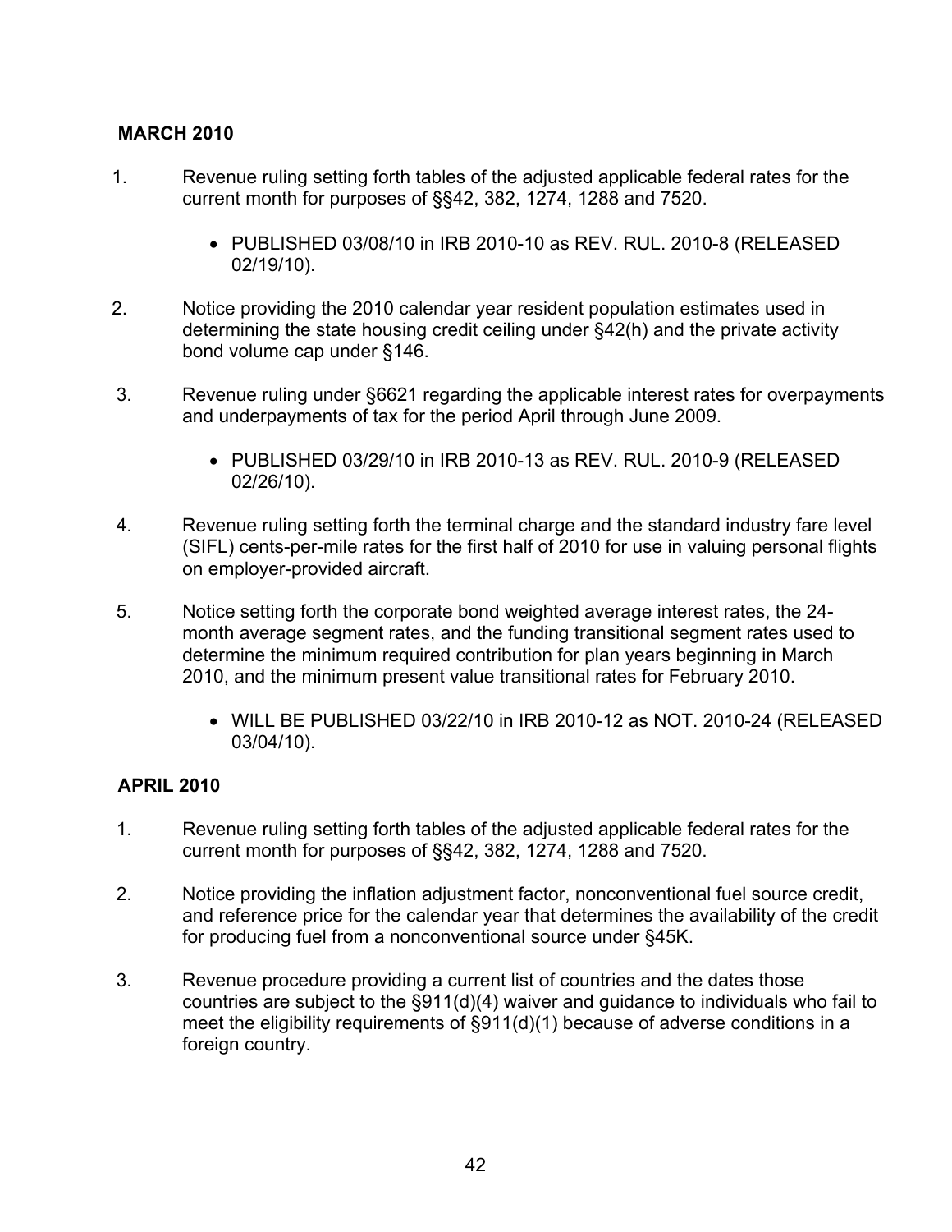**MARCH 2010**

1. Revenue ruling setting forth tables of the adjusted applicable federal rates for the current month for purposes of §§42, 382, 1274, 1288 and 7520.

    - PUBLISHED 03/08/10 in IRB 2010-10 as REV. RUL. 2010-8 (RELEASED 02/19/10).

2. Notice providing the 2010 calendar year resident population estimates used in determining the state housing credit ceiling under §42(h) and the private activity bond volume cap under §146.

3. Revenue ruling under §6621 regarding the applicable interest rates for overpayments and underpayments of tax for the period April through June 2009.

    - PUBLISHED 03/29/10 in IRB 2010-13 as REV. RUL. 2010-9 (RELEASED 02/26/10).

4. Revenue ruling setting forth the terminal charge and the standard industry fare level (SIFL) cents-per-mile rates for the first half of 2010 for use in valuing personal flights on employer-provided aircraft.

5. Notice setting forth the corporate bond weighted average interest rates, the 24-month average segment rates, and the funding transitional segment rates used to determine the minimum required contribution for plan years beginning in March 2010, and the minimum present value transitional rates for February 2010.

    - WILL BE PUBLISHED 03/22/10 in IRB 2010-12 as NOT. 2010-24 (RELEASED 03/04/10).

**APRIL 2010**

1. Revenue ruling setting forth tables of the adjusted applicable federal rates for the current month for purposes of §§42, 382, 1274, 1288 and 7520.

2. Notice providing the inflation adjustment factor, nonconventional fuel source credit, and reference price for the calendar year that determines the availability of the credit for producing fuel from a nonconventional source under §45K.

3. Revenue procedure providing a current list of countries and the dates those countries are subject to the §911(d)(4) waiver and guidance to individuals who fail to meet the eligibility requirements of §911(d)(1) because of adverse conditions in a foreign country.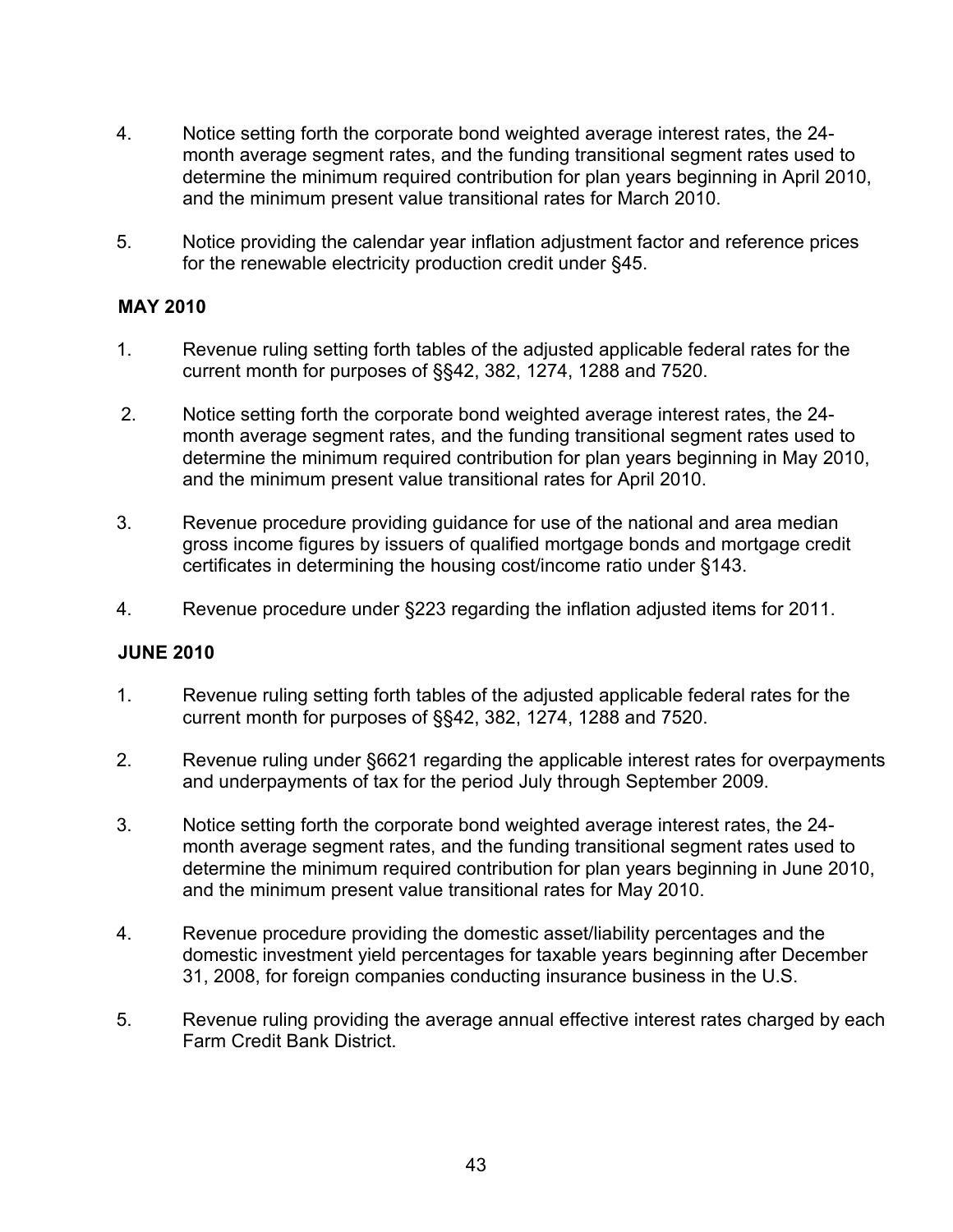4. Notice setting forth the corporate bond weighted average interest rates, the 24-month average segment rates, and the funding transitional segment rates used to determine the minimum required contribution for plan years beginning in April 2010, and the minimum present value transitional rates for March 2010.

5. Notice providing the calendar year inflation adjustment factor and reference prices for the renewable electricity production credit under §45.

**MAY 2010**

1. Revenue ruling setting forth tables of the adjusted applicable federal rates for the current month for purposes of §§42, 382, 1274, 1288 and 7520.

2. Notice setting forth the corporate bond weighted average interest rates, the 24-month average segment rates, and the funding transitional segment rates used to determine the minimum required contribution for plan years beginning in May 2010, and the minimum present value transitional rates for April 2010.

3. Revenue procedure providing guidance for use of the national and area median gross income figures by issuers of qualified mortgage bonds and mortgage credit certificates in determining the housing cost/income ratio under §143.

4. Revenue procedure under §223 regarding the inflation adjusted items for 2011.

**JUNE 2010**

1. Revenue ruling setting forth tables of the adjusted applicable federal rates for the current month for purposes of §§42, 382, 1274, 1288 and 7520.

2. Revenue ruling under §6621 regarding the applicable interest rates for overpayments and underpayments of tax for the period July through September 2009.

3. Notice setting forth the corporate bond weighted average interest rates, the 24-month average segment rates, and the funding transitional segment rates used to determine the minimum required contribution for plan years beginning in June 2010, and the minimum present value transitional rates for May 2010.

4. Revenue procedure providing the domestic asset/liability percentages and the domestic investment yield percentages for taxable years beginning after December 31, 2008, for foreign companies conducting insurance business in the U.S.

5. Revenue ruling providing the average annual effective interest rates charged by each Farm Credit Bank District.